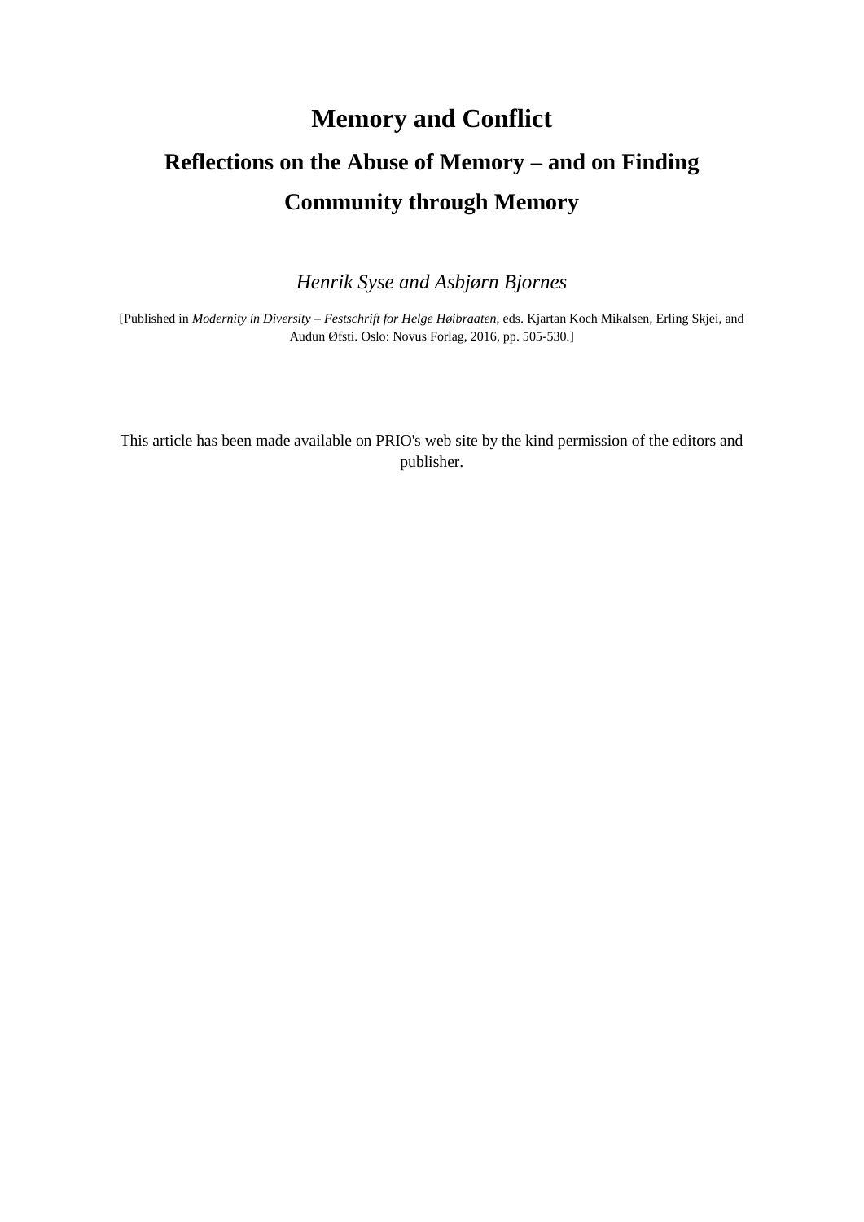# Memory and Conflict

## Reflections on the Abuse of Memory – and on Finding Community through Memory

*Henrik Syse and Asbjørn Bjornes*

[Published in *Modernity in Diversity – Festschrift for Helge Høibraaten*, eds. Kjartan Koch Mikalsen, Erling Skjei, and Audun Øfsti. Oslo: Novus Forlag, 2016, pp. 505-530.]

This article has been made available on PRIO's web site by the kind permission of the editors and publisher.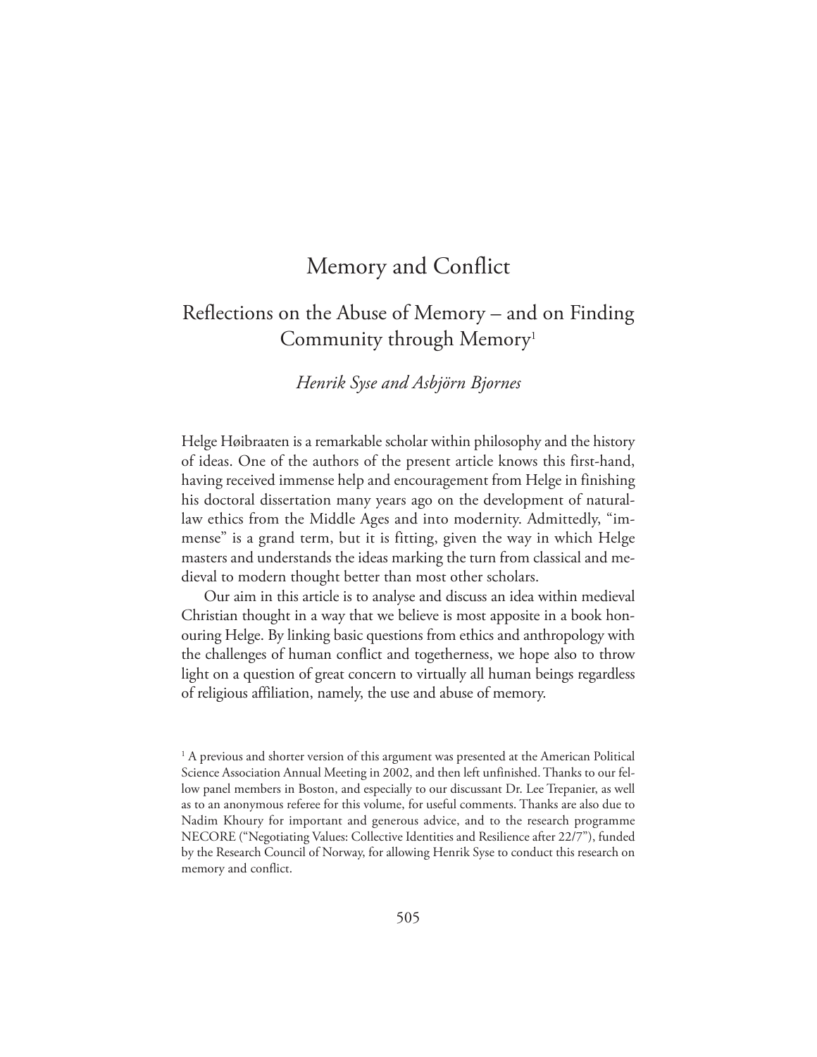# Memory and Conflict

## Reflections on the Abuse of Memory – and on Finding Community through Memory[1]

*Henrik Syse and Asbjörn Bjornes*

Helge Høibraaten is a remarkable scholar within philosophy and the history of ideas. One of the authors of the present article knows this first-hand, having received immense help and encouragement from Helge in finishing his doctoral dissertation many years ago on the development of natural-law ethics from the Middle Ages and into modernity. Admittedly, "immense" is a grand term, but it is fitting, given the way in which Helge masters and understands the ideas marking the turn from classical and medieval to modern thought better than most other scholars.

Our aim in this article is to analyse and discuss an idea within medieval Christian thought in a way that we believe is most apposite in a book honouring Helge. By linking basic questions from ethics and anthropology with the challenges of human conflict and togetherness, we hope also to throw light on a question of great concern to virtually all human beings regardless of religious affiliation, namely, the use and abuse of memory.

[1] A previous and shorter version of this argument was presented at the American Political Science Association Annual Meeting in 2002, and then left unfinished. Thanks to our fellow panel members in Boston, and especially to our discussant Dr. Lee Trepanier, as well as to an anonymous referee for this volume, for useful comments. Thanks are also due to Nadim Khoury for important and generous advice, and to the research programme NECORE ("Negotiating Values: Collective Identities and Resilience after 22/7"), funded by the Research Council of Norway, for allowing Henrik Syse to conduct this research on memory and conflict.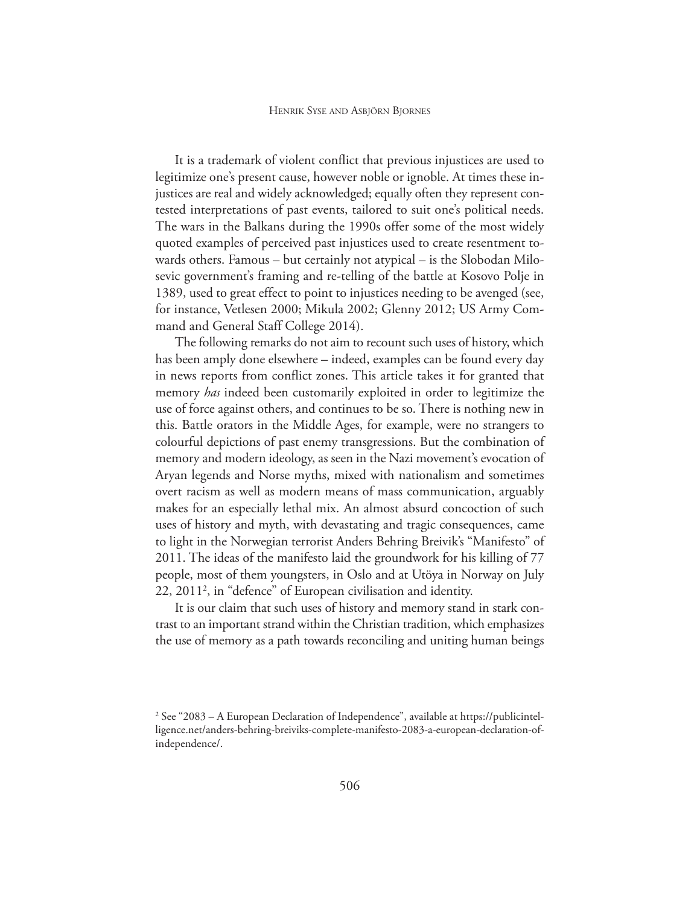It is a trademark of violent conflict that previous injustices are used to legitimize one's present cause, however noble or ignoble. At times these injustices are real and widely acknowledged; equally often they represent contested interpretations of past events, tailored to suit one's political needs. The wars in the Balkans during the 1990s offer some of the most widely quoted examples of perceived past injustices used to create resentment towards others. Famous – but certainly not atypical – is the Slobodan Milosevic government's framing and re-telling of the battle at Kosovo Polje in 1389, used to great effect to point to injustices needing to be avenged (see, for instance, Vetlesen 2000; Mikula 2002; Glenny 2012; US Army Command and General Staff College 2014).

The following remarks do not aim to recount such uses of history, which has been amply done elsewhere – indeed, examples can be found every day in news reports from conflict zones. This article takes it for granted that memory *has* indeed been customarily exploited in order to legitimize the use of force against others, and continues to be so. There is nothing new in this. Battle orators in the Middle Ages, for example, were no strangers to colourful depictions of past enemy transgressions. But the combination of memory and modern ideology, as seen in the Nazi movement's evocation of Aryan legends and Norse myths, mixed with nationalism and sometimes overt racism as well as modern means of mass communication, arguably makes for an especially lethal mix. An almost absurd concoction of such uses of history and myth, with devastating and tragic consequences, came to light in the Norwegian terrorist Anders Behring Breivik's "Manifesto" of 2011. The ideas of the manifesto laid the groundwork for his killing of 77 people, most of them youngsters, in Oslo and at Utöya in Norway on July 22, 2011[2], in "defence" of European civilisation and identity.

It is our claim that such uses of history and memory stand in stark contrast to an important strand within the Christian tradition, which emphasizes the use of memory as a path towards reconciling and uniting human beings

[2] See "2083 – A European Declaration of Independence", available at https://publicintelligence.net/anders-behring-breiviks-complete-manifesto-2083-a-european-declaration-of-independence/.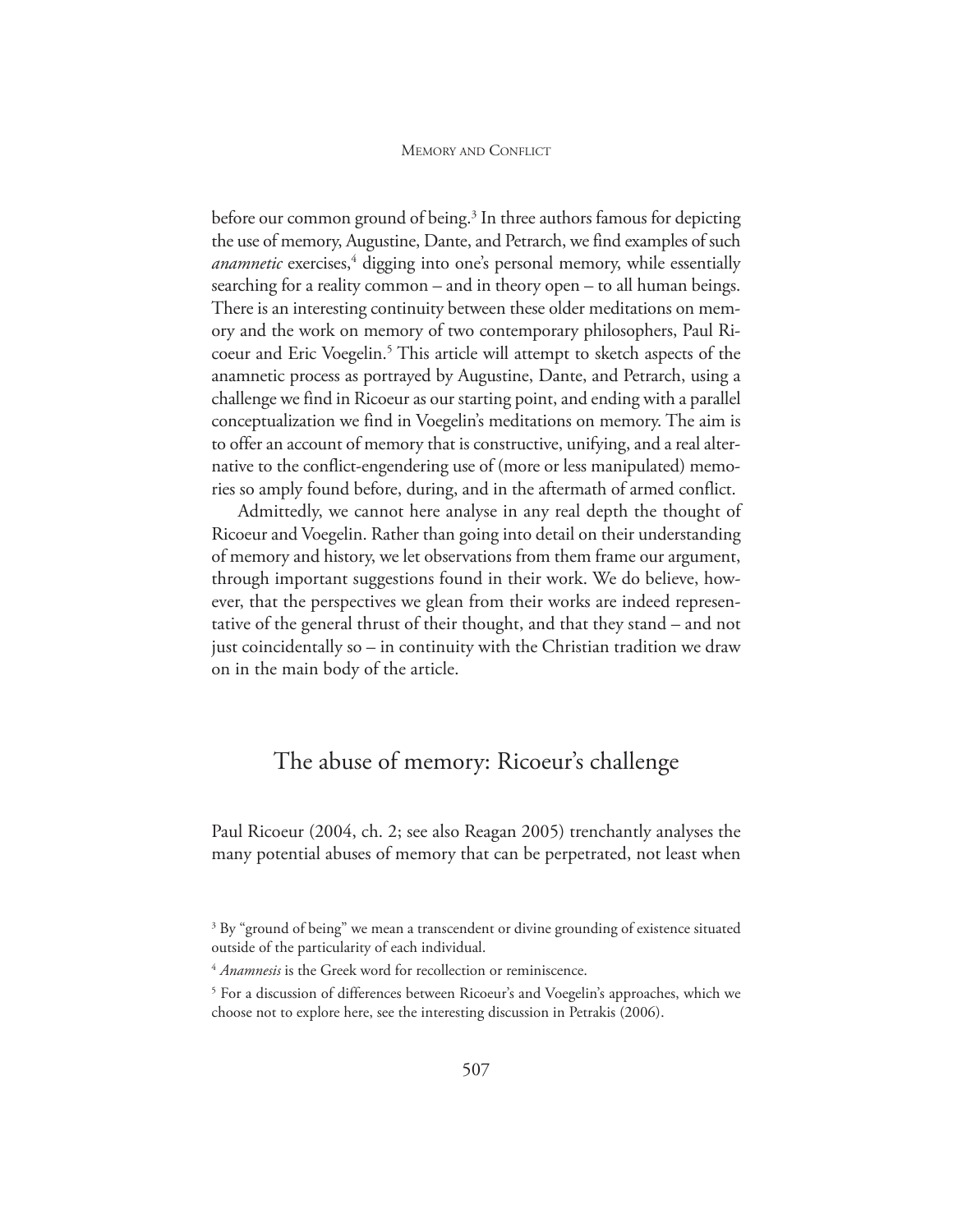before our common ground of being.[3] In three authors famous for depicting the use of memory, Augustine, Dante, and Petrarch, we find examples of such *anamnetic* exercises,[4] digging into one's personal memory, while essentially searching for a reality common – and in theory open – to all human beings. There is an interesting continuity between these older meditations on memory and the work on memory of two contemporary philosophers, Paul Ricoeur and Eric Voegelin.[5] This article will attempt to sketch aspects of the anamnetic process as portrayed by Augustine, Dante, and Petrarch, using a challenge we find in Ricoeur as our starting point, and ending with a parallel conceptualization we find in Voegelin's meditations on memory. The aim is to offer an account of memory that is constructive, unifying, and a real alternative to the conflict-engendering use of (more or less manipulated) memories so amply found before, during, and in the aftermath of armed conflict.

Admittedly, we cannot here analyse in any real depth the thought of Ricoeur and Voegelin. Rather than going into detail on their understanding of memory and history, we let observations from them frame our argument, through important suggestions found in their work. We do believe, however, that the perspectives we glean from their works are indeed representative of the general thrust of their thought, and that they stand – and not just coincidentally so – in continuity with the Christian tradition we draw on in the main body of the article.

## The abuse of memory: Ricoeur's challenge

Paul Ricoeur (2004, ch. 2; see also Reagan 2005) trenchantly analyses the many potential abuses of memory that can be perpetrated, not least when

[3] By "ground of being" we mean a transcendent or divine grounding of existence situated outside of the particularity of each individual.

[4] *Anamnesis* is the Greek word for recollection or reminiscence.

[5] For a discussion of differences between Ricoeur's and Voegelin's approaches, which we choose not to explore here, see the interesting discussion in Petrakis (2006).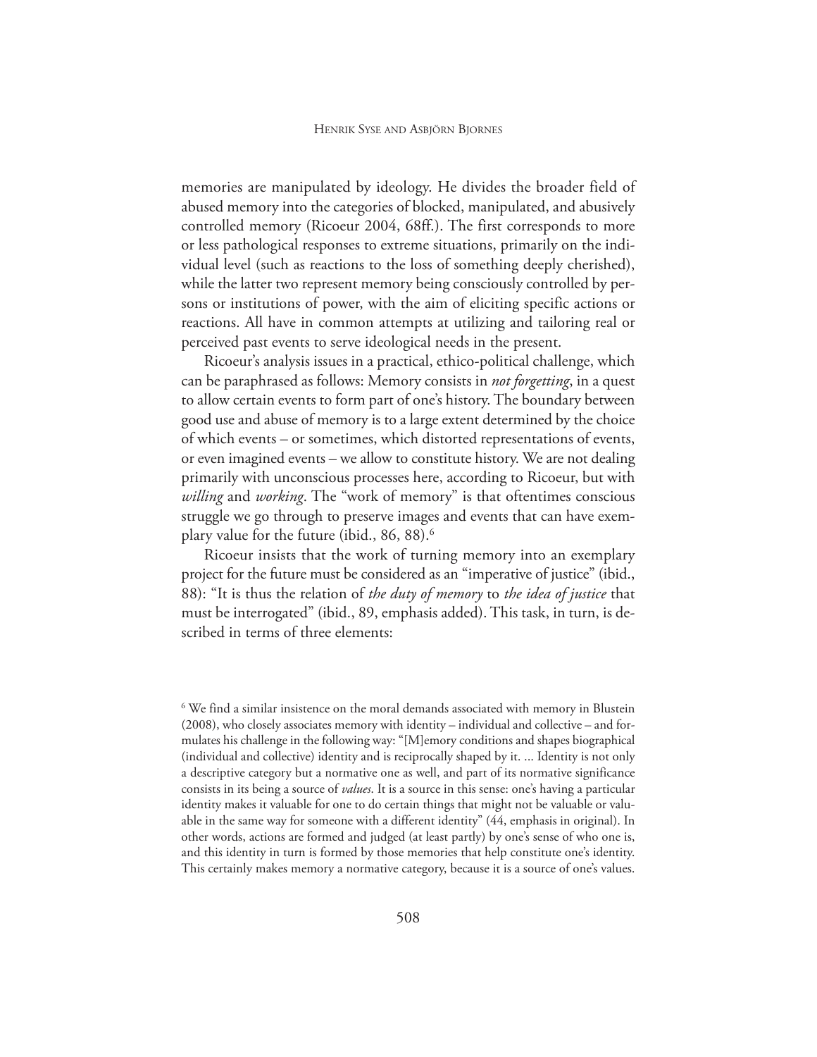memories are manipulated by ideology. He divides the broader field of abused memory into the categories of blocked, manipulated, and abusively controlled memory (Ricoeur 2004, 68ff.). The first corresponds to more or less pathological responses to extreme situations, primarily on the individual level (such as reactions to the loss of something deeply cherished), while the latter two represent memory being consciously controlled by persons or institutions of power, with the aim of eliciting specific actions or reactions. All have in common attempts at utilizing and tailoring real or perceived past events to serve ideological needs in the present.

Ricoeur's analysis issues in a practical, ethico-political challenge, which can be paraphrased as follows: Memory consists in *not forgetting*, in a quest to allow certain events to form part of one's history. The boundary between good use and abuse of memory is to a large extent determined by the choice of which events – or sometimes, which distorted representations of events, or even imagined events – we allow to constitute history. We are not dealing primarily with unconscious processes here, according to Ricoeur, but with *willing* and *working*. The "work of memory" is that oftentimes conscious struggle we go through to preserve images and events that can have exemplary value for the future (ibid., 86, 88).[6]

Ricoeur insists that the work of turning memory into an exemplary project for the future must be considered as an "imperative of justice" (ibid., 88): "It is thus the relation of *the duty of memory* to *the idea of justice* that must be interrogated" (ibid., 89, emphasis added). This task, in turn, is described in terms of three elements:

[6] We find a similar insistence on the moral demands associated with memory in Blustein (2008), who closely associates memory with identity – individual and collective – and formulates his challenge in the following way: "[M]emory conditions and shapes biographical (individual and collective) identity and is reciprocally shaped by it. ... Identity is not only a descriptive category but a normative one as well, and part of its normative significance consists in its being a source of *values*. It is a source in this sense: one's having a particular identity makes it valuable for one to do certain things that might not be valuable or valuable in the same way for someone with a different identity" (44, emphasis in original). In other words, actions are formed and judged (at least partly) by one's sense of who one is, and this identity in turn is formed by those memories that help constitute one's identity. This certainly makes memory a normative category, because it is a source of one's values.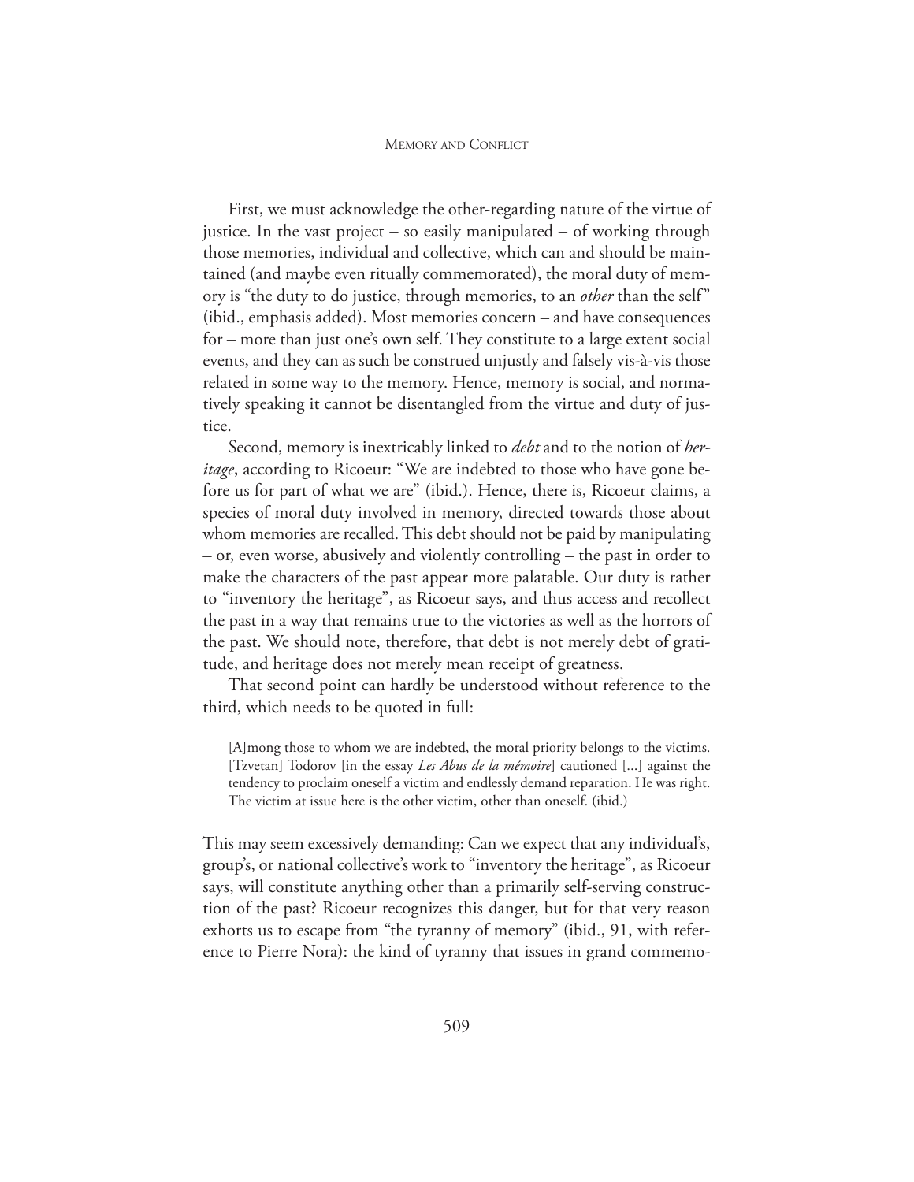First, we must acknowledge the other-regarding nature of the virtue of justice. In the vast project – so easily manipulated – of working through those memories, individual and collective, which can and should be maintained (and maybe even ritually commemorated), the moral duty of memory is "the duty to do justice, through memories, to an *other* than the self" (ibid., emphasis added). Most memories concern – and have consequences for – more than just one's own self. They constitute to a large extent social events, and they can as such be construed unjustly and falsely vis-à-vis those related in some way to the memory. Hence, memory is social, and normatively speaking it cannot be disentangled from the virtue and duty of justice.

Second, memory is inextricably linked to *debt* and to the notion of *heritage*, according to Ricoeur: "We are indebted to those who have gone before us for part of what we are" (ibid.). Hence, there is, Ricoeur claims, a species of moral duty involved in memory, directed towards those about whom memories are recalled. This debt should not be paid by manipulating – or, even worse, abusively and violently controlling – the past in order to make the characters of the past appear more palatable. Our duty is rather to "inventory the heritage", as Ricoeur says, and thus access and recollect the past in a way that remains true to the victories as well as the horrors of the past. We should note, therefore, that debt is not merely debt of gratitude, and heritage does not merely mean receipt of greatness.

That second point can hardly be understood without reference to the third, which needs to be quoted in full:

> [A]mong those to whom we are indebted, the moral priority belongs to the victims. [Tzvetan] Todorov [in the essay *Les Abus de la mémoire*] cautioned [...] against the tendency to proclaim oneself a victim and endlessly demand reparation. He was right. The victim at issue here is the other victim, other than oneself. (ibid.)

This may seem excessively demanding: Can we expect that any individual's, group's, or national collective's work to "inventory the heritage", as Ricoeur says, will constitute anything other than a primarily self-serving construction of the past? Ricoeur recognizes this danger, but for that very reason exhorts us to escape from "the tyranny of memory" (ibid., 91, with reference to Pierre Nora): the kind of tyranny that issues in grand commemo-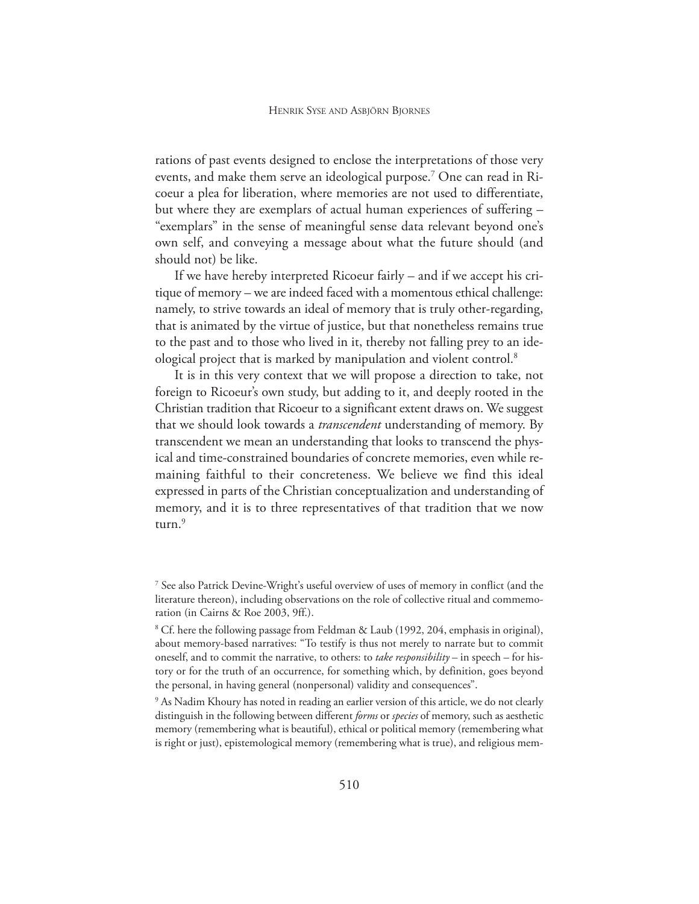rations of past events designed to enclose the interpretations of those very events, and make them serve an ideological purpose.[7] One can read in Ricoeur a plea for liberation, where memories are not used to differentiate, but where they are exemplars of actual human experiences of suffering – "exemplars" in the sense of meaningful sense data relevant beyond one's own self, and conveying a message about what the future should (and should not) be like.

If we have hereby interpreted Ricoeur fairly – and if we accept his critique of memory – we are indeed faced with a momentous ethical challenge: namely, to strive towards an ideal of memory that is truly other-regarding, that is animated by the virtue of justice, but that nonetheless remains true to the past and to those who lived in it, thereby not falling prey to an ideological project that is marked by manipulation and violent control.[8]

It is in this very context that we will propose a direction to take, not foreign to Ricoeur's own study, but adding to it, and deeply rooted in the Christian tradition that Ricoeur to a significant extent draws on. We suggest that we should look towards a *transcendent* understanding of memory. By transcendent we mean an understanding that looks to transcend the physical and time-constrained boundaries of concrete memories, even while remaining faithful to their concreteness. We believe we find this ideal expressed in parts of the Christian conceptualization and understanding of memory, and it is to three representatives of that tradition that we now turn.[9]

---

[7] See also Patrick Devine-Wright's useful overview of uses of memory in conflict (and the literature thereon), including observations on the role of collective ritual and commemoration (in Cairns & Roe 2003, 9ff.).

[8] Cf. here the following passage from Feldman & Laub (1992, 204, emphasis in original), about memory-based narratives: "To testify is thus not merely to narrate but to commit oneself, and to commit the narrative, to others: to *take responsibility* – in speech – for history or for the truth of an occurrence, for something which, by definition, goes beyond the personal, in having general (nonpersonal) validity and consequences".

[9] As Nadim Khoury has noted in reading an earlier version of this article, we do not clearly distinguish in the following between different *forms* or *species* of memory, such as aesthetic memory (remembering what is beautiful), ethical or political memory (remembering what is right or just), epistemological memory (remembering what is true), and religious mem-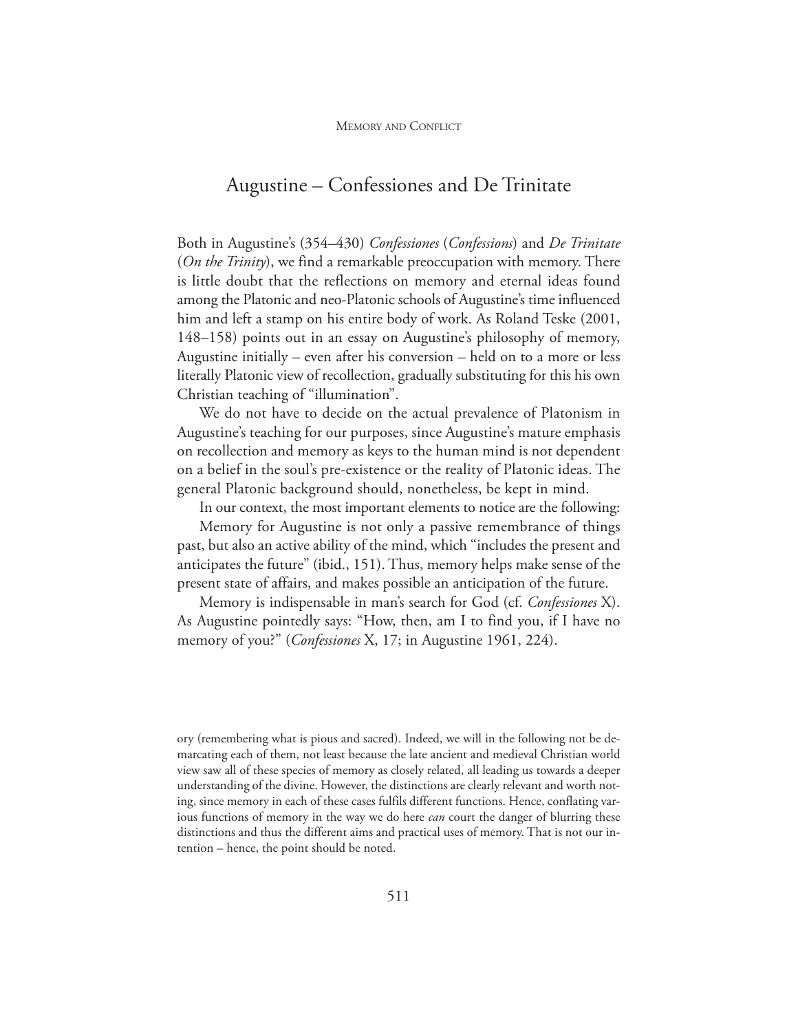## Augustine – Confessiones and De Trinitate

Both in Augustine's (354–430) *Confessiones* (*Confessions*) and *De Trinitate* (*On the Trinity*), we find a remarkable preoccupation with memory. There is little doubt that the reflections on memory and eternal ideas found among the Platonic and neo-Platonic schools of Augustine's time influenced him and left a stamp on his entire body of work. As Roland Teske (2001, 148–158) points out in an essay on Augustine's philosophy of memory, Augustine initially – even after his conversion – held on to a more or less literally Platonic view of recollection, gradually substituting for this his own Christian teaching of "illumination".

We do not have to decide on the actual prevalence of Platonism in Augustine's teaching for our purposes, since Augustine's mature emphasis on recollection and memory as keys to the human mind is not dependent on a belief in the soul's pre-existence or the reality of Platonic ideas. The general Platonic background should, nonetheless, be kept in mind.

In our context, the most important elements to notice are the following:

Memory for Augustine is not only a passive remembrance of things past, but also an active ability of the mind, which "includes the present and anticipates the future" (ibid., 151). Thus, memory helps make sense of the present state of affairs, and makes possible an anticipation of the future.

Memory is indispensable in man's search for God (cf. *Confessiones* X). As Augustine pointedly says: "How, then, am I to find you, if I have no memory of you?" (*Confessiones* X, 17; in Augustine 1961, 224).

ory (remembering what is pious and sacred). Indeed, we will in the following not be demarcating each of them, not least because the late ancient and medieval Christian world view saw all of these species of memory as closely related, all leading us towards a deeper understanding of the divine. However, the distinctions are clearly relevant and worth noting, since memory in each of these cases fulfils different functions. Hence, conflating various functions of memory in the way we do here *can* court the danger of blurring these distinctions and thus the different aims and practical uses of memory. That is not our intention – hence, the point should be noted.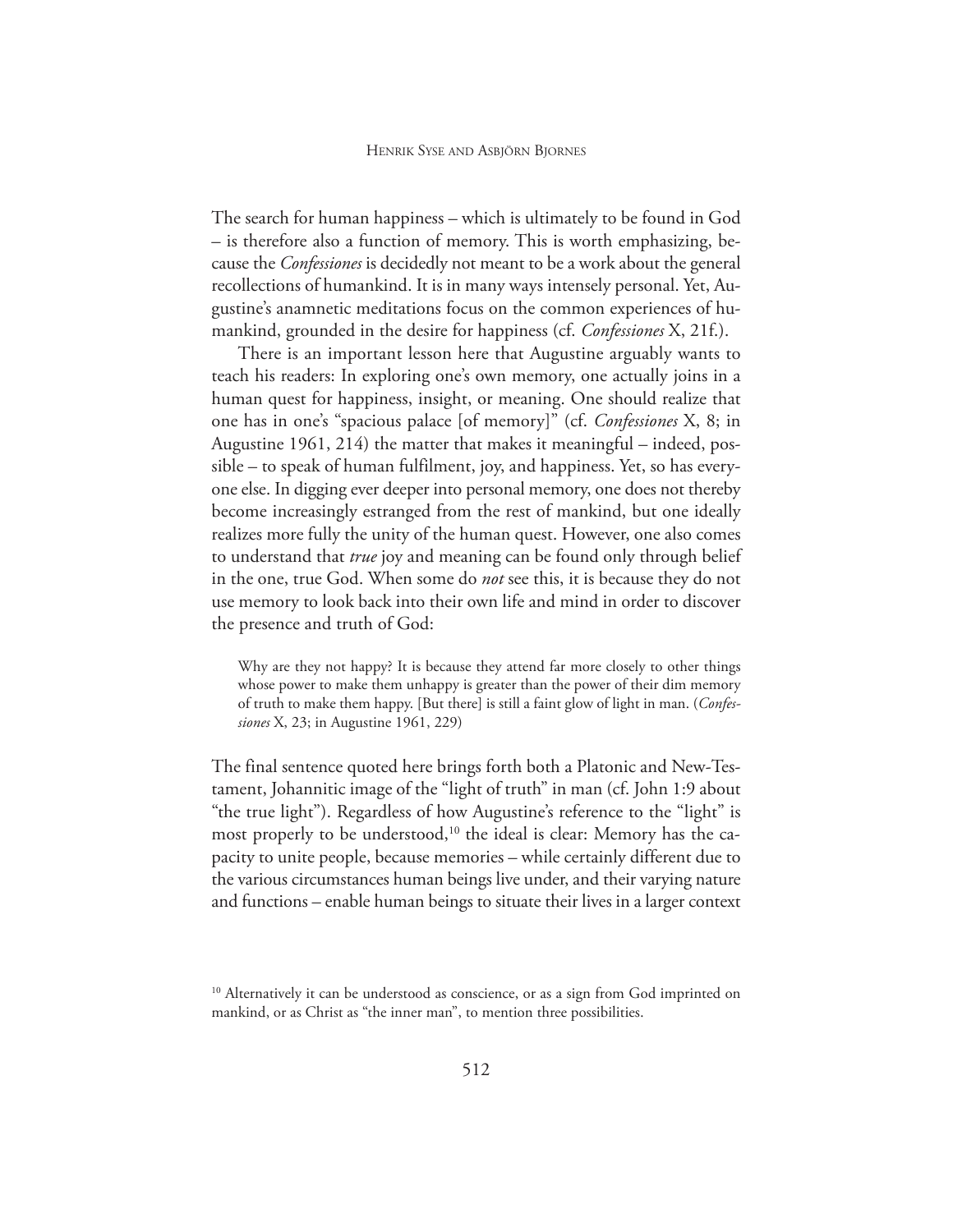The search for human happiness – which is ultimately to be found in God – is therefore also a function of memory. This is worth emphasizing, because the *Confessiones* is decidedly not meant to be a work about the general recollections of humankind. It is in many ways intensely personal. Yet, Augustine's anamnetic meditations focus on the common experiences of humankind, grounded in the desire for happiness (cf. *Confessiones* X, 21f.).

There is an important lesson here that Augustine arguably wants to teach his readers: In exploring one's own memory, one actually joins in a human quest for happiness, insight, or meaning. One should realize that one has in one's "spacious palace [of memory]" (cf. *Confessiones* X, 8; in Augustine 1961, 214) the matter that makes it meaningful – indeed, possible – to speak of human fulfilment, joy, and happiness. Yet, so has everyone else. In digging ever deeper into personal memory, one does not thereby become increasingly estranged from the rest of mankind, but one ideally realizes more fully the unity of the human quest. However, one also comes to understand that *true* joy and meaning can be found only through belief in the one, true God. When some do *not* see this, it is because they do not use memory to look back into their own life and mind in order to discover the presence and truth of God:

> Why are they not happy? It is because they attend far more closely to other things whose power to make them unhappy is greater than the power of their dim memory of truth to make them happy. [But there] is still a faint glow of light in man. (*Confessiones* X, 23; in Augustine 1961, 229)

The final sentence quoted here brings forth both a Platonic and New-Testament, Johannitic image of the "light of truth" in man (cf. John 1:9 about "the true light"). Regardless of how Augustine's reference to the "light" is most properly to be understood,[10] the ideal is clear: Memory has the capacity to unite people, because memories – while certainly different due to the various circumstances human beings live under, and their varying nature and functions – enable human beings to situate their lives in a larger context

[10] Alternatively it can be understood as conscience, or as a sign from God imprinted on mankind, or as Christ as "the inner man", to mention three possibilities.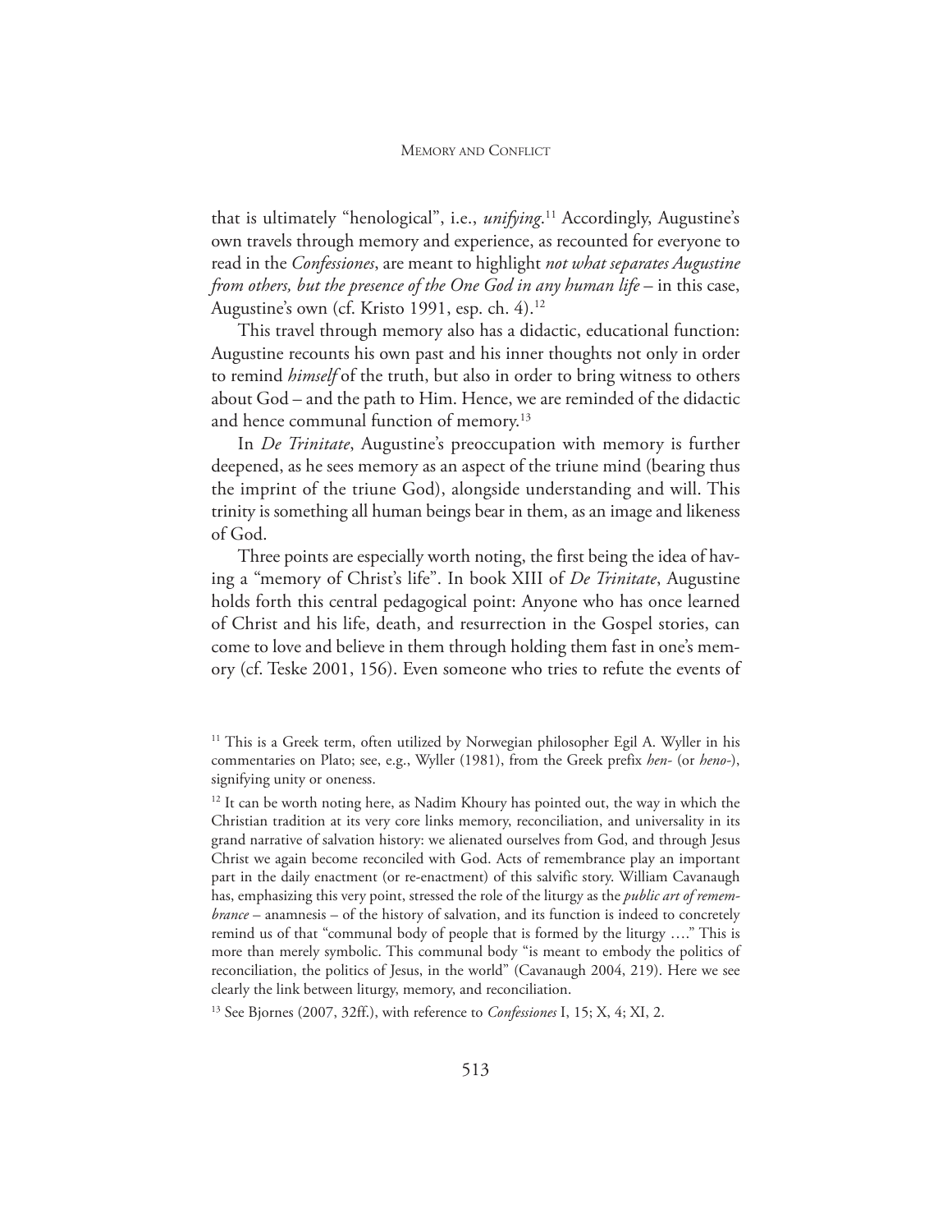that is ultimately "henological", i.e., *unifying*.[11] Accordingly, Augustine's own travels through memory and experience, as recounted for everyone to read in the *Confessiones*, are meant to highlight *not what separates Augustine from others, but the presence of the One God in any human life* – in this case, Augustine's own (cf. Kristo 1991, esp. ch. 4).[12]

This travel through memory also has a didactic, educational function: Augustine recounts his own past and his inner thoughts not only in order to remind *himself* of the truth, but also in order to bring witness to others about God – and the path to Him. Hence, we are reminded of the didactic and hence communal function of memory.[13]

In *De Trinitate*, Augustine's preoccupation with memory is further deepened, as he sees memory as an aspect of the triune mind (bearing thus the imprint of the triune God), alongside understanding and will. This trinity is something all human beings bear in them, as an image and likeness of God.

Three points are especially worth noting, the first being the idea of having a "memory of Christ's life". In book XIII of *De Trinitate*, Augustine holds forth this central pedagogical point: Anyone who has once learned of Christ and his life, death, and resurrection in the Gospel stories, can come to love and believe in them through holding them fast in one's memory (cf. Teske 2001, 156). Even someone who tries to refute the events of

---

[11] This is a Greek term, often utilized by Norwegian philosopher Egil A. Wyller in his commentaries on Plato; see, e.g., Wyller (1981), from the Greek prefix *hen-* (or *heno-*), signifying unity or oneness.

[12] It can be worth noting here, as Nadim Khoury has pointed out, the way in which the Christian tradition at its very core links memory, reconciliation, and universality in its grand narrative of salvation history: we alienated ourselves from God, and through Jesus Christ we again become reconciled with God. Acts of remembrance play an important part in the daily enactment (or re-enactment) of this salvific story. William Cavanaugh has, emphasizing this very point, stressed the role of the liturgy as the *public art of remembrance* – anamnesis – of the history of salvation, and its function is indeed to concretely remind us of that "communal body of people that is formed by the liturgy …." This is more than merely symbolic. This communal body "is meant to embody the politics of reconciliation, the politics of Jesus, in the world" (Cavanaugh 2004, 219). Here we see clearly the link between liturgy, memory, and reconciliation.

[13] See Bjornes (2007, 32ff.), with reference to *Confessiones* I, 15; X, 4; XI, 2.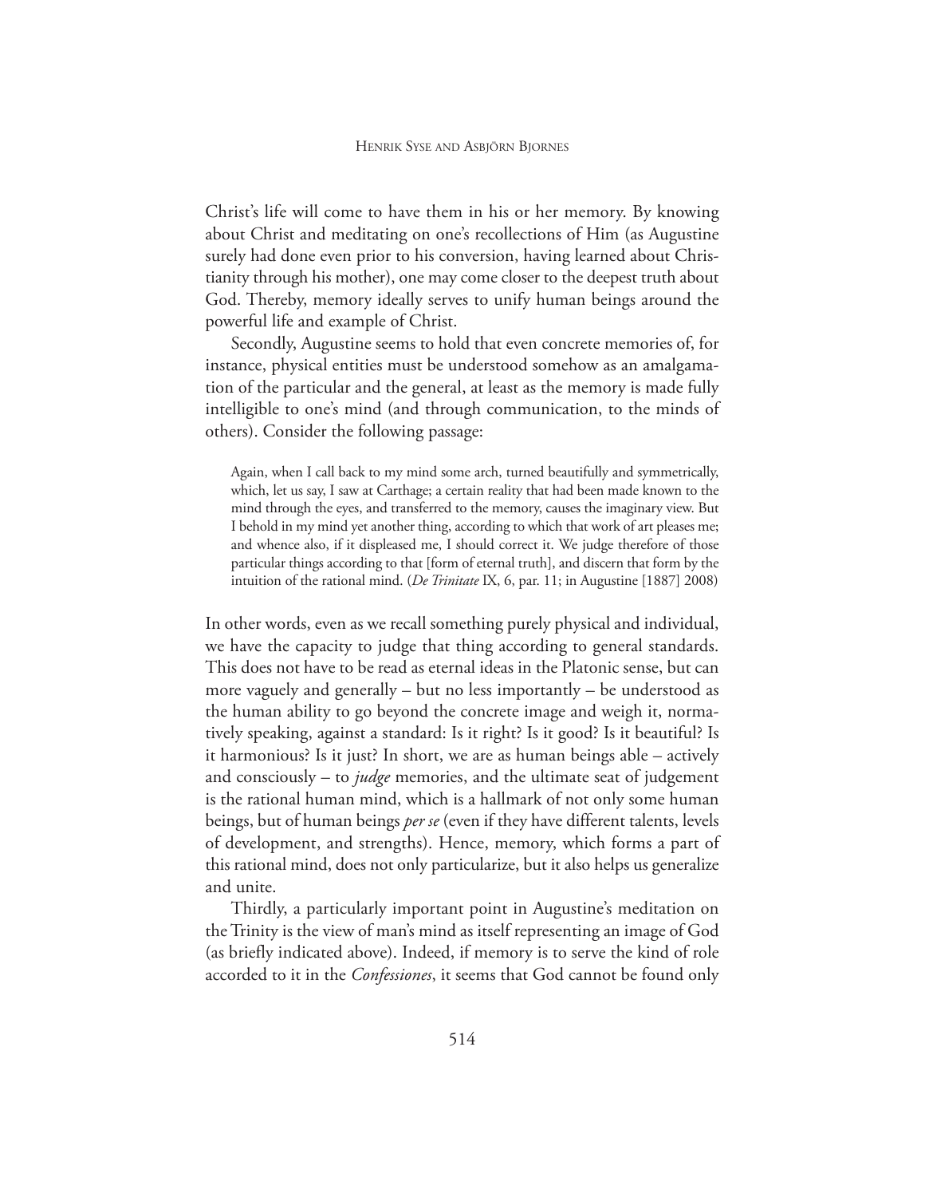Christ's life will come to have them in his or her memory. By knowing about Christ and meditating on one's recollections of Him (as Augustine surely had done even prior to his conversion, having learned about Christianity through his mother), one may come closer to the deepest truth about God. Thereby, memory ideally serves to unify human beings around the powerful life and example of Christ.

Secondly, Augustine seems to hold that even concrete memories of, for instance, physical entities must be understood somehow as an amalgamation of the particular and the general, at least as the memory is made fully intelligible to one's mind (and through communication, to the minds of others). Consider the following passage:

> Again, when I call back to my mind some arch, turned beautifully and symmetrically, which, let us say, I saw at Carthage; a certain reality that had been made known to the mind through the eyes, and transferred to the memory, causes the imaginary view. But I behold in my mind yet another thing, according to which that work of art pleases me; and whence also, if it displeased me, I should correct it. We judge therefore of those particular things according to that [form of eternal truth], and discern that form by the intuition of the rational mind. (*De Trinitate* IX, 6, par. 11; in Augustine [1887] 2008)

In other words, even as we recall something purely physical and individual, we have the capacity to judge that thing according to general standards. This does not have to be read as eternal ideas in the Platonic sense, but can more vaguely and generally – but no less importantly – be understood as the human ability to go beyond the concrete image and weigh it, normatively speaking, against a standard: Is it right? Is it good? Is it beautiful? Is it harmonious? Is it just? In short, we are as human beings able – actively and consciously – to *judge* memories, and the ultimate seat of judgement is the rational human mind, which is a hallmark of not only some human beings, but of human beings *per se* (even if they have different talents, levels of development, and strengths). Hence, memory, which forms a part of this rational mind, does not only particularize, but it also helps us generalize and unite.

Thirdly, a particularly important point in Augustine's meditation on the Trinity is the view of man's mind as itself representing an image of God (as briefly indicated above). Indeed, if memory is to serve the kind of role accorded to it in the *Confessiones*, it seems that God cannot be found only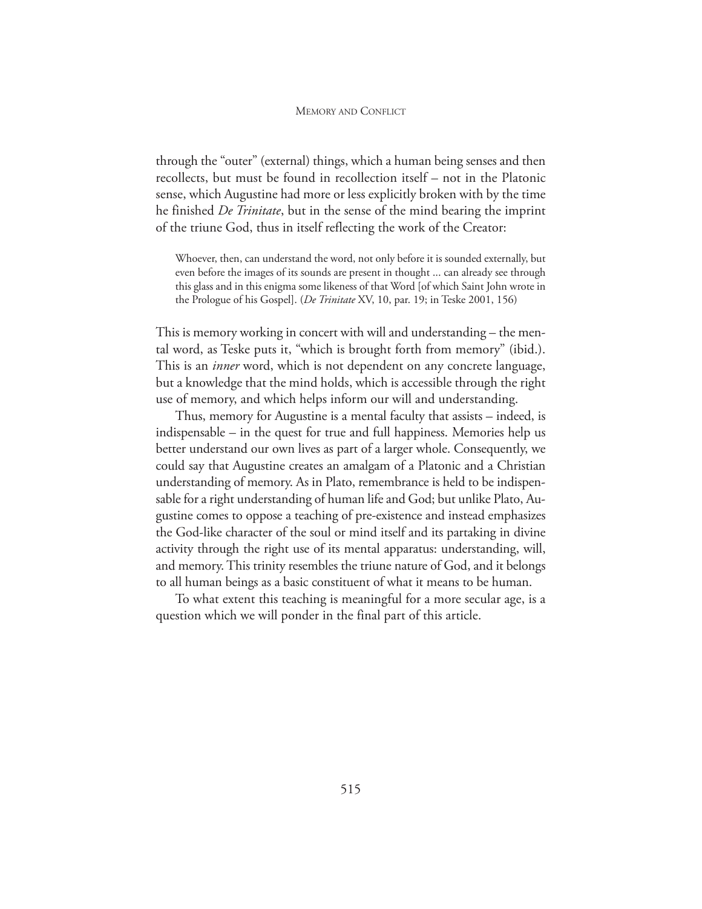through the "outer" (external) things, which a human being senses and then recollects, but must be found in recollection itself – not in the Platonic sense, which Augustine had more or less explicitly broken with by the time he finished *De Trinitate*, but in the sense of the mind bearing the imprint of the triune God, thus in itself reflecting the work of the Creator:

> Whoever, then, can understand the word, not only before it is sounded externally, but even before the images of its sounds are present in thought ... can already see through this glass and in this enigma some likeness of that Word [of which Saint John wrote in the Prologue of his Gospel]. (*De Trinitate* XV, 10, par. 19; in Teske 2001, 156)

This is memory working in concert with will and understanding – the mental word, as Teske puts it, "which is brought forth from memory" (ibid.). This is an *inner* word, which is not dependent on any concrete language, but a knowledge that the mind holds, which is accessible through the right use of memory, and which helps inform our will and understanding.

Thus, memory for Augustine is a mental faculty that assists – indeed, is indispensable – in the quest for true and full happiness. Memories help us better understand our own lives as part of a larger whole. Consequently, we could say that Augustine creates an amalgam of a Platonic and a Christian understanding of memory. As in Plato, remembrance is held to be indispensable for a right understanding of human life and God; but unlike Plato, Augustine comes to oppose a teaching of pre-existence and instead emphasizes the God-like character of the soul or mind itself and its partaking in divine activity through the right use of its mental apparatus: understanding, will, and memory. This trinity resembles the triune nature of God, and it belongs to all human beings as a basic constituent of what it means to be human.

To what extent this teaching is meaningful for a more secular age, is a question which we will ponder in the final part of this article.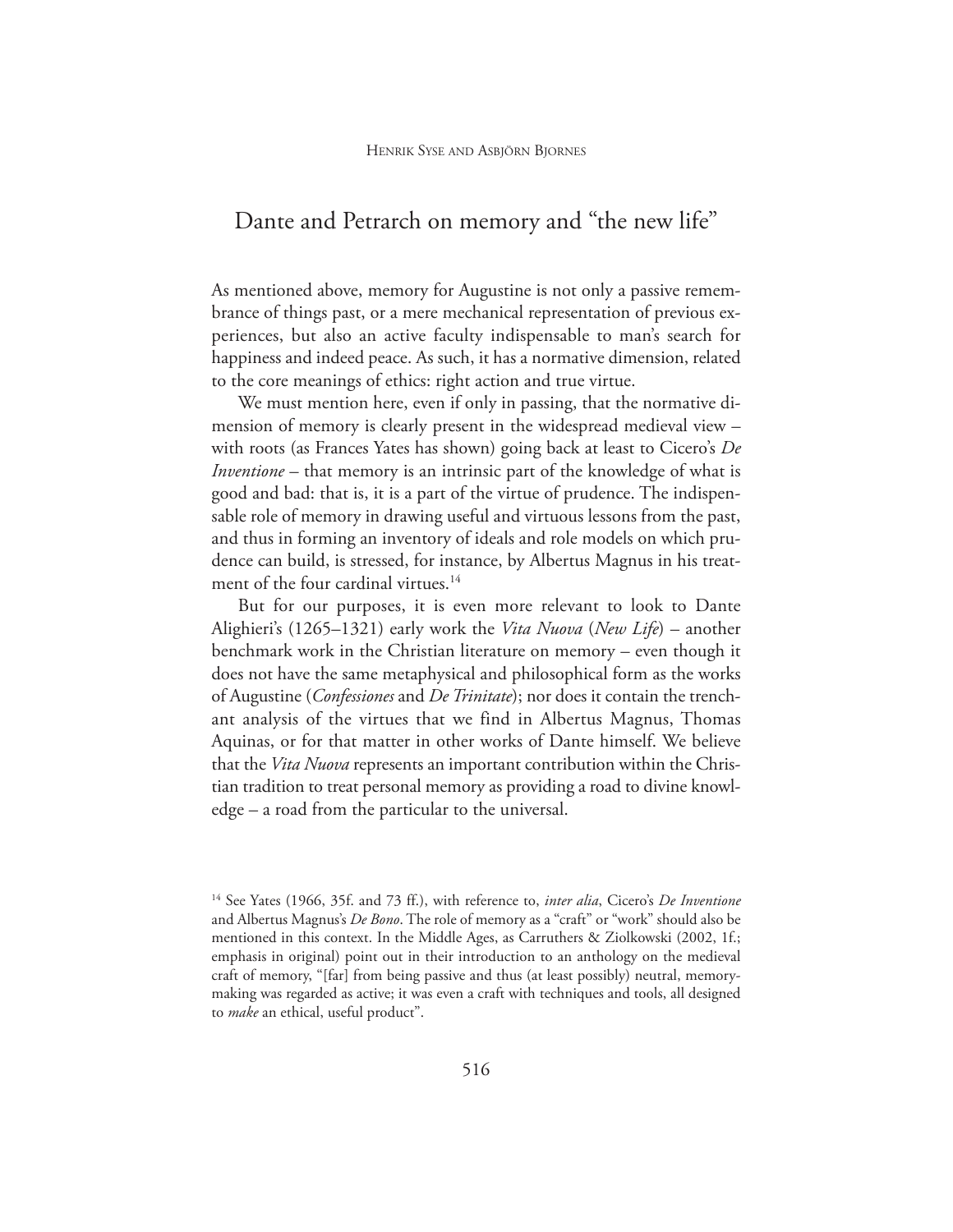# Dante and Petrarch on memory and "the new life"

As mentioned above, memory for Augustine is not only a passive remembrance of things past, or a mere mechanical representation of previous experiences, but also an active faculty indispensable to man's search for happiness and indeed peace. As such, it has a normative dimension, related to the core meanings of ethics: right action and true virtue.

We must mention here, even if only in passing, that the normative dimension of memory is clearly present in the widespread medieval view – with roots (as Frances Yates has shown) going back at least to Cicero's *De Inventione* – that memory is an intrinsic part of the knowledge of what is good and bad: that is, it is a part of the virtue of prudence. The indispensable role of memory in drawing useful and virtuous lessons from the past, and thus in forming an inventory of ideals and role models on which prudence can build, is stressed, for instance, by Albertus Magnus in his treatment of the four cardinal virtues.[14]

But for our purposes, it is even more relevant to look to Dante Alighieri's (1265–1321) early work the *Vita Nuova* (*New Life*) – another benchmark work in the Christian literature on memory – even though it does not have the same metaphysical and philosophical form as the works of Augustine (*Confessiones* and *De Trinitate*); nor does it contain the trenchant analysis of the virtues that we find in Albertus Magnus, Thomas Aquinas, or for that matter in other works of Dante himself. We believe that the *Vita Nuova* represents an important contribution within the Christian tradition to treat personal memory as providing a road to divine knowledge – a road from the particular to the universal.

[14] See Yates (1966, 35f. and 73 ff.), with reference to, *inter alia*, Cicero's *De Inventione* and Albertus Magnus's *De Bono*. The role of memory as a "craft" or "work" should also be mentioned in this context. In the Middle Ages, as Carruthers & Ziolkowski (2002, 1f.; emphasis in original) point out in their introduction to an anthology on the medieval craft of memory, "[far] from being passive and thus (at least possibly) neutral, memory-making was regarded as active; it was even a craft with techniques and tools, all designed to *make* an ethical, useful product".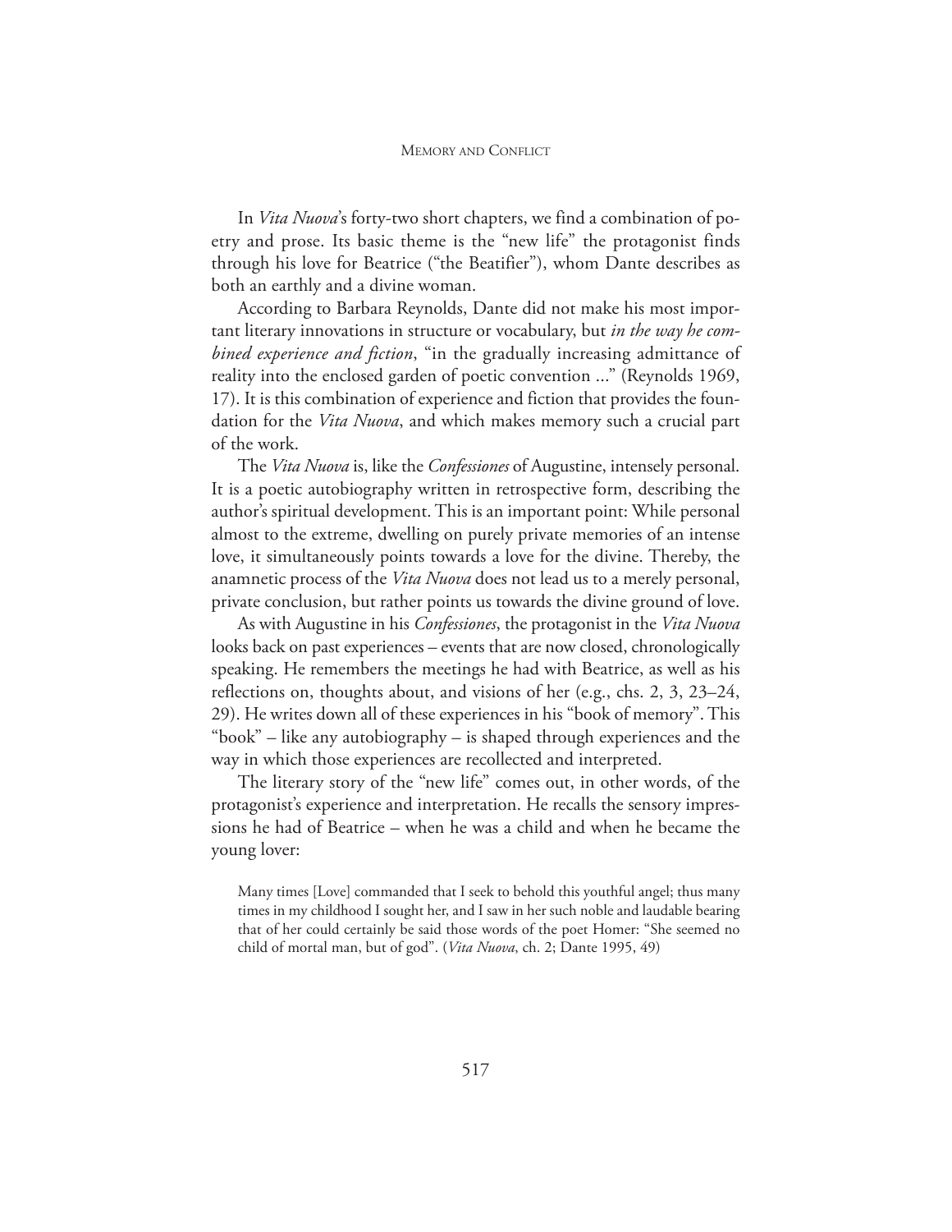In *Vita Nuova*'s forty-two short chapters, we find a combination of poetry and prose. Its basic theme is the "new life" the protagonist finds through his love for Beatrice ("the Beatifier"), whom Dante describes as both an earthly and a divine woman.

According to Barbara Reynolds, Dante did not make his most important literary innovations in structure or vocabulary, but *in the way he combined experience and fiction*, "in the gradually increasing admittance of reality into the enclosed garden of poetic convention ..." (Reynolds 1969, 17). It is this combination of experience and fiction that provides the foundation for the *Vita Nuova*, and which makes memory such a crucial part of the work.

The *Vita Nuova* is, like the *Confessiones* of Augustine, intensely personal. It is a poetic autobiography written in retrospective form, describing the author's spiritual development. This is an important point: While personal almost to the extreme, dwelling on purely private memories of an intense love, it simultaneously points towards a love for the divine. Thereby, the anamnetic process of the *Vita Nuova* does not lead us to a merely personal, private conclusion, but rather points us towards the divine ground of love.

As with Augustine in his *Confessiones*, the protagonist in the *Vita Nuova* looks back on past experiences – events that are now closed, chronologically speaking. He remembers the meetings he had with Beatrice, as well as his reflections on, thoughts about, and visions of her (e.g., chs. 2, 3, 23–24, 29). He writes down all of these experiences in his "book of memory". This "book" – like any autobiography – is shaped through experiences and the way in which those experiences are recollected and interpreted.

The literary story of the "new life" comes out, in other words, of the protagonist's experience and interpretation. He recalls the sensory impressions he had of Beatrice – when he was a child and when he became the young lover:

> Many times [Love] commanded that I seek to behold this youthful angel; thus many times in my childhood I sought her, and I saw in her such noble and laudable bearing that of her could certainly be said those words of the poet Homer: "She seemed no child of mortal man, but of god". (*Vita Nuova*, ch. 2; Dante 1995, 49)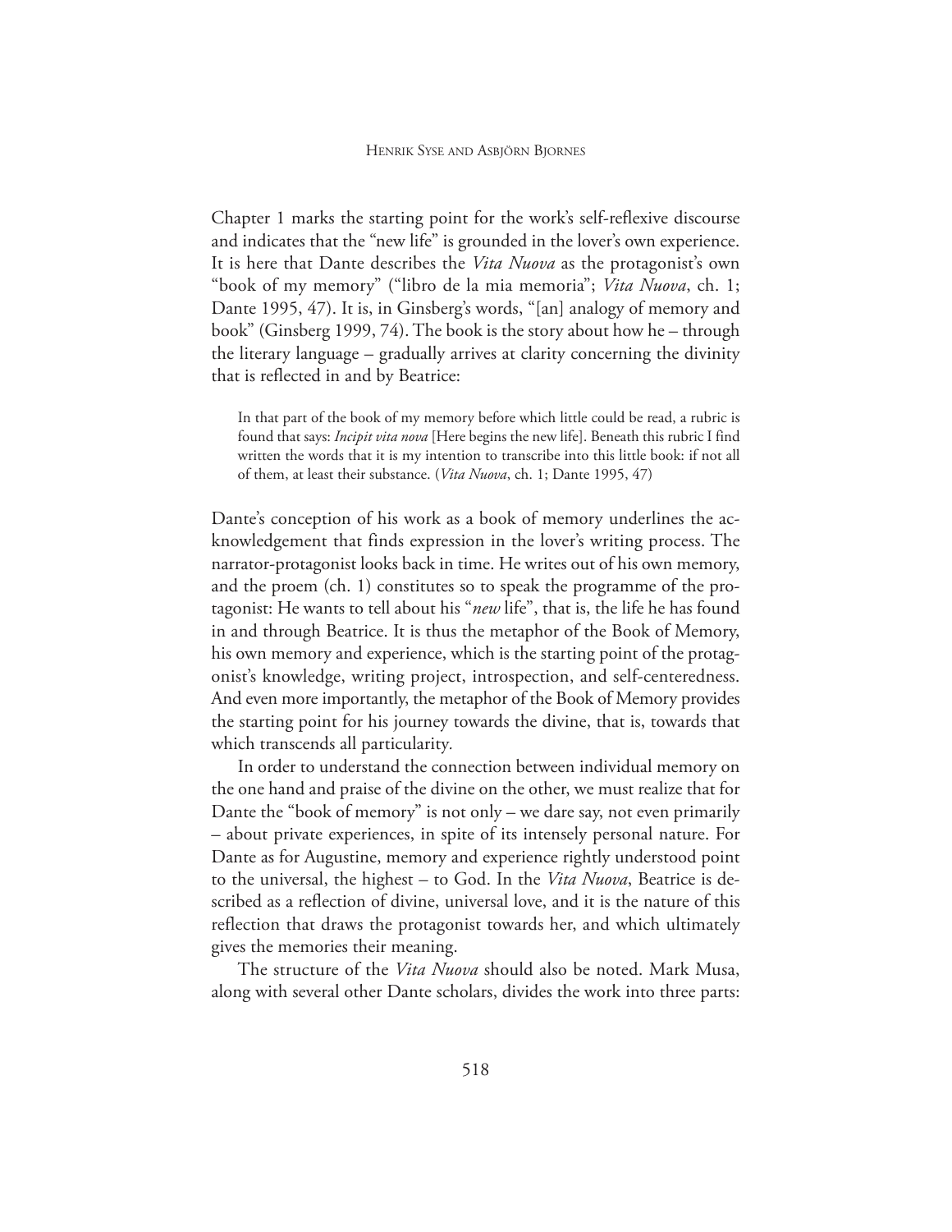Chapter 1 marks the starting point for the work's self-reflexive discourse and indicates that the "new life" is grounded in the lover's own experience. It is here that Dante describes the *Vita Nuova* as the protagonist's own "book of my memory" ("libro de la mia memoria"; *Vita Nuova*, ch. 1; Dante 1995, 47). It is, in Ginsberg's words, "[an] analogy of memory and book" (Ginsberg 1999, 74). The book is the story about how he – through the literary language – gradually arrives at clarity concerning the divinity that is reflected in and by Beatrice:

> In that part of the book of my memory before which little could be read, a rubric is found that says: *Incipit vita nova* [Here begins the new life]. Beneath this rubric I find written the words that it is my intention to transcribe into this little book: if not all of them, at least their substance. (*Vita Nuova*, ch. 1; Dante 1995, 47)

Dante's conception of his work as a book of memory underlines the acknowledgement that finds expression in the lover's writing process. The narrator-protagonist looks back in time. He writes out of his own memory, and the proem (ch. 1) constitutes so to speak the programme of the protagonist: He wants to tell about his "*new* life", that is, the life he has found in and through Beatrice. It is thus the metaphor of the Book of Memory, his own memory and experience, which is the starting point of the protagonist's knowledge, writing project, introspection, and self-centeredness. And even more importantly, the metaphor of the Book of Memory provides the starting point for his journey towards the divine, that is, towards that which transcends all particularity.

In order to understand the connection between individual memory on the one hand and praise of the divine on the other, we must realize that for Dante the "book of memory" is not only – we dare say, not even primarily – about private experiences, in spite of its intensely personal nature. For Dante as for Augustine, memory and experience rightly understood point to the universal, the highest – to God. In the *Vita Nuova*, Beatrice is described as a reflection of divine, universal love, and it is the nature of this reflection that draws the protagonist towards her, and which ultimately gives the memories their meaning.

The structure of the *Vita Nuova* should also be noted. Mark Musa, along with several other Dante scholars, divides the work into three parts: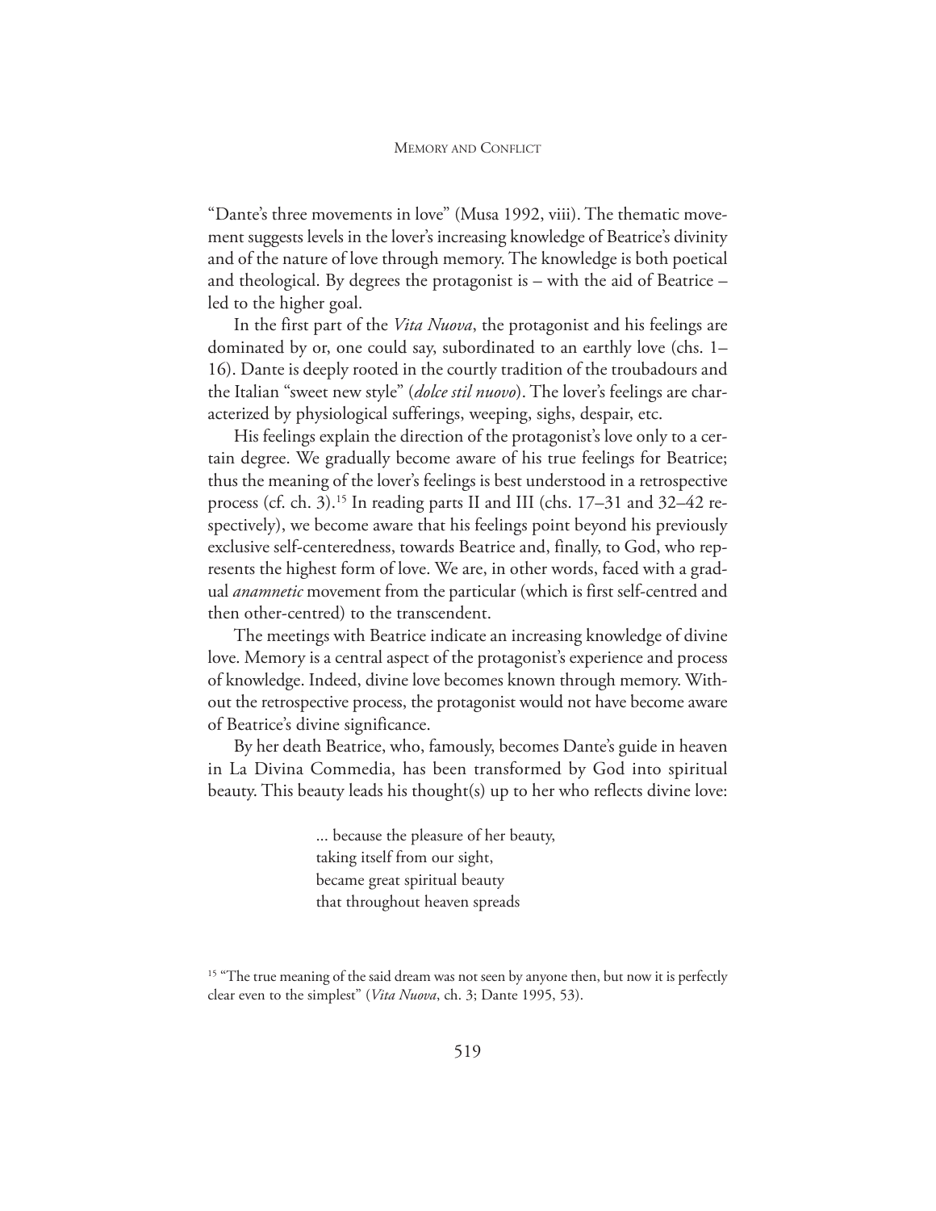"Dante's three movements in love" (Musa 1992, viii). The thematic movement suggests levels in the lover's increasing knowledge of Beatrice's divinity and of the nature of love through memory. The knowledge is both poetical and theological. By degrees the protagonist is – with the aid of Beatrice – led to the higher goal.

In the first part of the *Vita Nuova*, the protagonist and his feelings are dominated by or, one could say, subordinated to an earthly love (chs. 1–16). Dante is deeply rooted in the courtly tradition of the troubadours and the Italian "sweet new style" (*dolce stil nuovo*). The lover's feelings are characterized by physiological sufferings, weeping, sighs, despair, etc.

His feelings explain the direction of the protagonist's love only to a certain degree. We gradually become aware of his true feelings for Beatrice; thus the meaning of the lover's feelings is best understood in a retrospective process (cf. ch. 3).[15] In reading parts II and III (chs. 17–31 and 32–42 respectively), we become aware that his feelings point beyond his previously exclusive self-centeredness, towards Beatrice and, finally, to God, who represents the highest form of love. We are, in other words, faced with a gradual *anamnetic* movement from the particular (which is first self-centred and then other-centred) to the transcendent.

The meetings with Beatrice indicate an increasing knowledge of divine love. Memory is a central aspect of the protagonist's experience and process of knowledge. Indeed, divine love becomes known through memory. Without the retrospective process, the protagonist would not have become aware of Beatrice's divine significance.

By her death Beatrice, who, famously, becomes Dante's guide in heaven in La Divina Commedia, has been transformed by God into spiritual beauty. This beauty leads his thought(s) up to her who reflects divine love:

> ... because the pleasure of her beauty,
> taking itself from our sight,
> became great spiritual beauty
> that throughout heaven spreads

[15] "The true meaning of the said dream was not seen by anyone then, but now it is perfectly clear even to the simplest" (*Vita Nuova*, ch. 3; Dante 1995, 53).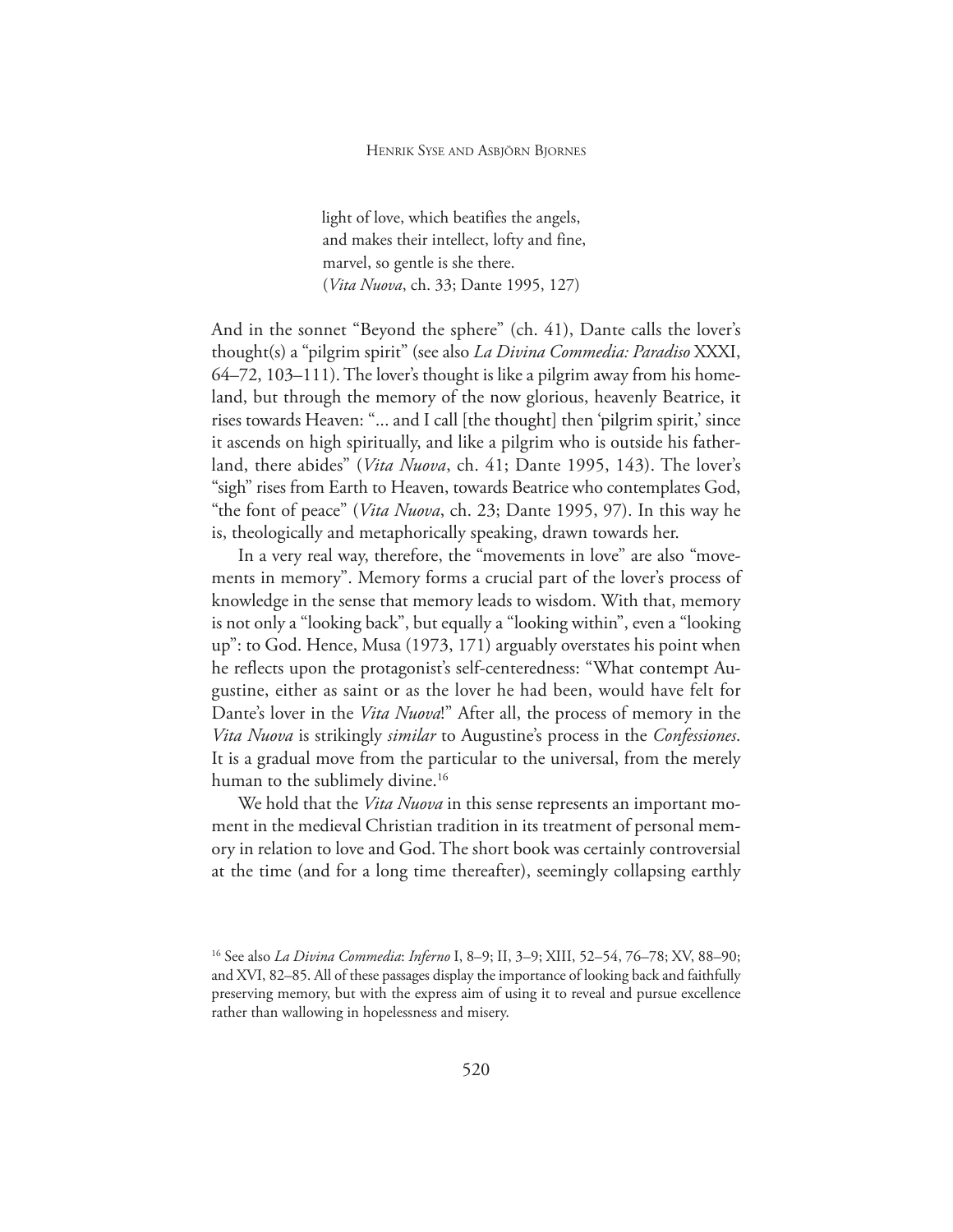> light of love, which beatifies the angels,
> and makes their intellect, lofty and fine,
> marvel, so gentle is she there.
> (*Vita Nuova*, ch. 33; Dante 1995, 127)

And in the sonnet "Beyond the sphere" (ch. 41), Dante calls the lover's thought(s) a "pilgrim spirit" (see also *La Divina Commedia: Paradiso* XXXI, 64–72, 103–111). The lover's thought is like a pilgrim away from his homeland, but through the memory of the now glorious, heavenly Beatrice, it rises towards Heaven: "... and I call [the thought] then 'pilgrim spirit,' since it ascends on high spiritually, and like a pilgrim who is outside his fatherland, there abides" (*Vita Nuova*, ch. 41; Dante 1995, 143). The lover's "sigh" rises from Earth to Heaven, towards Beatrice who contemplates God, "the font of peace" (*Vita Nuova*, ch. 23; Dante 1995, 97). In this way he is, theologically and metaphorically speaking, drawn towards her.

In a very real way, therefore, the "movements in love" are also "movements in memory". Memory forms a crucial part of the lover's process of knowledge in the sense that memory leads to wisdom. With that, memory is not only a "looking back", but equally a "looking within", even a "looking up": to God. Hence, Musa (1973, 171) arguably overstates his point when he reflects upon the protagonist's self-centeredness: "What contempt Augustine, either as saint or as the lover he had been, would have felt for Dante's lover in the *Vita Nuova*!" After all, the process of memory in the *Vita Nuova* is strikingly *similar* to Augustine's process in the *Confessiones*. It is a gradual move from the particular to the universal, from the merely human to the sublimely divine.[16]

We hold that the *Vita Nuova* in this sense represents an important moment in the medieval Christian tradition in its treatment of personal memory in relation to love and God. The short book was certainly controversial at the time (and for a long time thereafter), seemingly collapsing earthly

[16] See also *La Divina Commedia*: *Inferno* I, 8–9; II, 3–9; XIII, 52–54, 76–78; XV, 88–90; and XVI, 82–85. All of these passages display the importance of looking back and faithfully preserving memory, but with the express aim of using it to reveal and pursue excellence rather than wallowing in hopelessness and misery.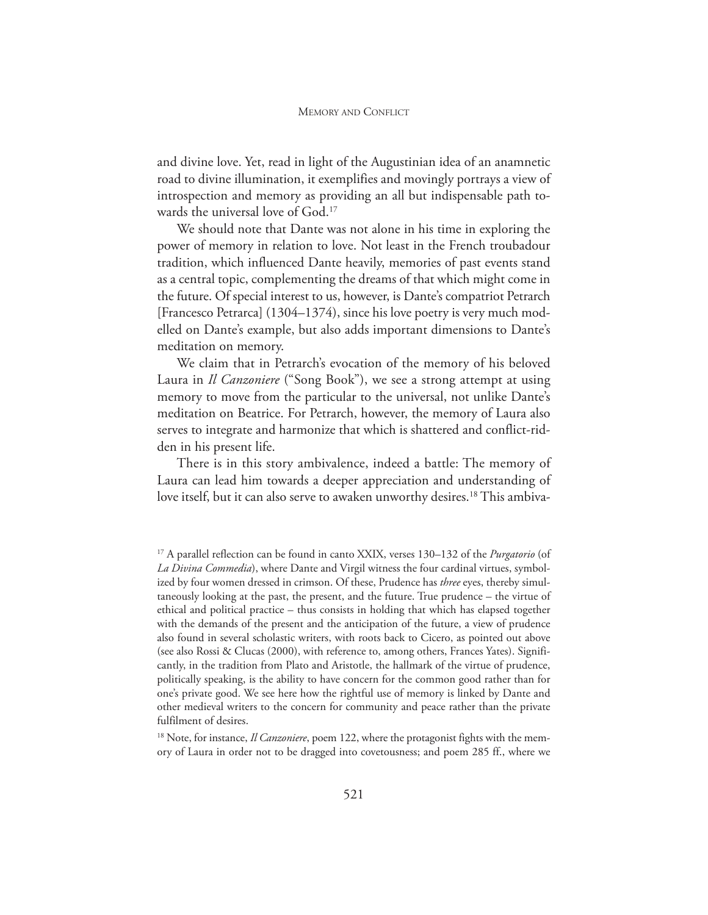and divine love. Yet, read in light of the Augustinian idea of an anamnetic road to divine illumination, it exemplifies and movingly portrays a view of introspection and memory as providing an all but indispensable path towards the universal love of God.[17]

We should note that Dante was not alone in his time in exploring the power of memory in relation to love. Not least in the French troubadour tradition, which influenced Dante heavily, memories of past events stand as a central topic, complementing the dreams of that which might come in the future. Of special interest to us, however, is Dante's compatriot Petrarch [Francesco Petrarca] (1304–1374), since his love poetry is very much modelled on Dante's example, but also adds important dimensions to Dante's meditation on memory.

We claim that in Petrarch's evocation of the memory of his beloved Laura in *Il Canzoniere* ("Song Book"), we see a strong attempt at using memory to move from the particular to the universal, not unlike Dante's meditation on Beatrice. For Petrarch, however, the memory of Laura also serves to integrate and harmonize that which is shattered and conflict-ridden in his present life.

There is in this story ambivalence, indeed a battle: The memory of Laura can lead him towards a deeper appreciation and understanding of love itself, but it can also serve to awaken unworthy desires.[18] This ambiva-

[17] A parallel reflection can be found in canto XXIX, verses 130–132 of the *Purgatorio* (of *La Divina Commedia*), where Dante and Virgil witness the four cardinal virtues, symbolized by four women dressed in crimson. Of these, Prudence has *three* eyes, thereby simultaneously looking at the past, the present, and the future. True prudence – the virtue of ethical and political practice – thus consists in holding that which has elapsed together with the demands of the present and the anticipation of the future, a view of prudence also found in several scholastic writers, with roots back to Cicero, as pointed out above (see also Rossi & Clucas (2000), with reference to, among others, Frances Yates). Significantly, in the tradition from Plato and Aristotle, the hallmark of the virtue of prudence, politically speaking, is the ability to have concern for the common good rather than for one's private good. We see here how the rightful use of memory is linked by Dante and other medieval writers to the concern for community and peace rather than the private fulfilment of desires.

[18] Note, for instance, *Il Canzoniere*, poem 122, where the protagonist fights with the memory of Laura in order not to be dragged into covetousness; and poem 285 ff., where we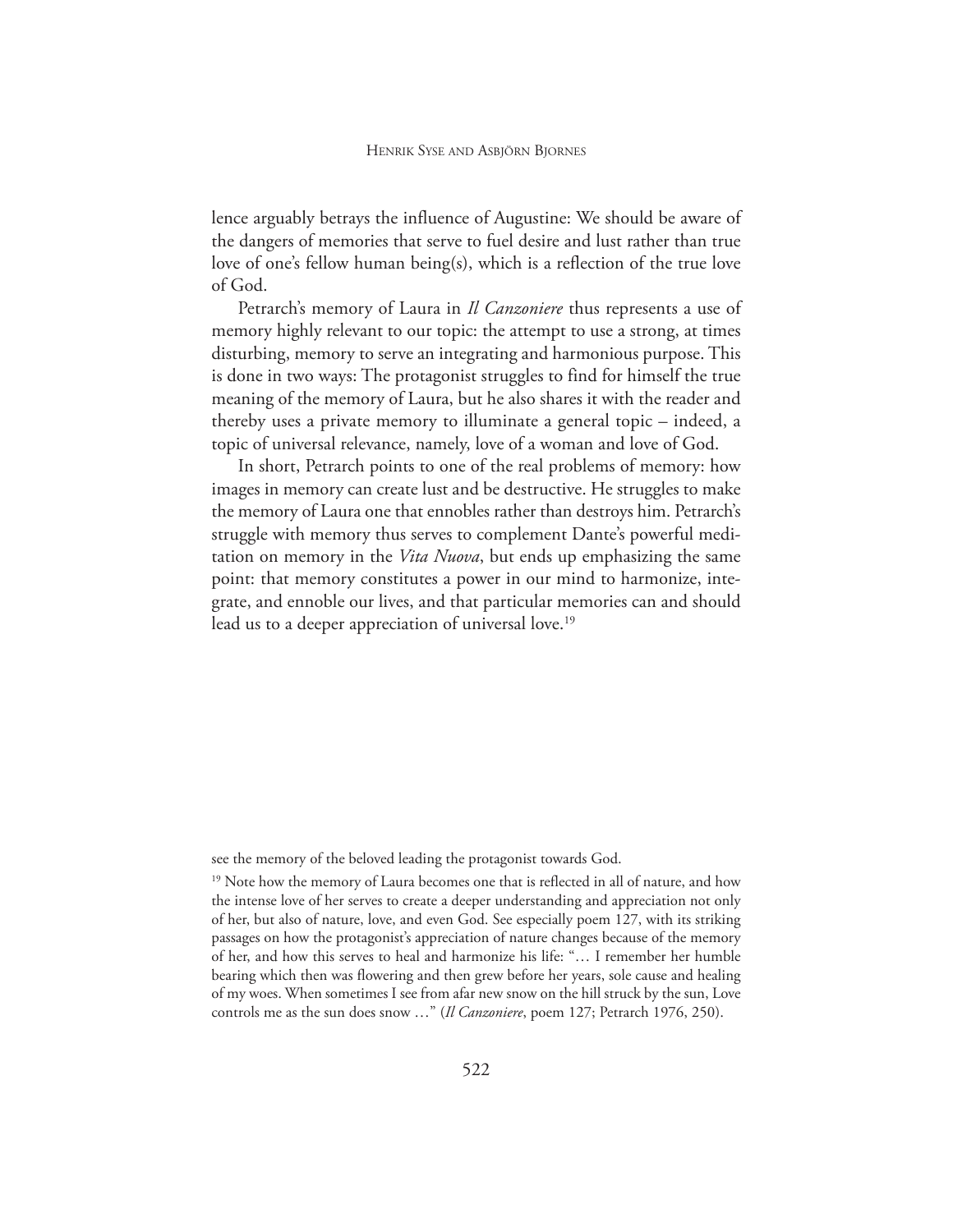lence arguably betrays the influence of Augustine: We should be aware of the dangers of memories that serve to fuel desire and lust rather than true love of one's fellow human being(s), which is a reflection of the true love of God.

Petrarch's memory of Laura in *Il Canzoniere* thus represents a use of memory highly relevant to our topic: the attempt to use a strong, at times disturbing, memory to serve an integrating and harmonious purpose. This is done in two ways: The protagonist struggles to find for himself the true meaning of the memory of Laura, but he also shares it with the reader and thereby uses a private memory to illuminate a general topic – indeed, a topic of universal relevance, namely, love of a woman and love of God.

In short, Petrarch points to one of the real problems of memory: how images in memory can create lust and be destructive. He struggles to make the memory of Laura one that ennobles rather than destroys him. Petrarch's struggle with memory thus serves to complement Dante's powerful meditation on memory in the *Vita Nuova*, but ends up emphasizing the same point: that memory constitutes a power in our mind to harmonize, integrate, and ennoble our lives, and that particular memories can and should lead us to a deeper appreciation of universal love.[19]

---

see the memory of the beloved leading the protagonist towards God.

[19] Note how the memory of Laura becomes one that is reflected in all of nature, and how the intense love of her serves to create a deeper understanding and appreciation not only of her, but also of nature, love, and even God. See especially poem 127, with its striking passages on how the protagonist's appreciation of nature changes because of the memory of her, and how this serves to heal and harmonize his life: "… I remember her humble bearing which then was flowering and then grew before her years, sole cause and healing of my woes. When sometimes I see from afar new snow on the hill struck by the sun, Love controls me as the sun does snow …" (*Il Canzoniere*, poem 127; Petrarch 1976, 250).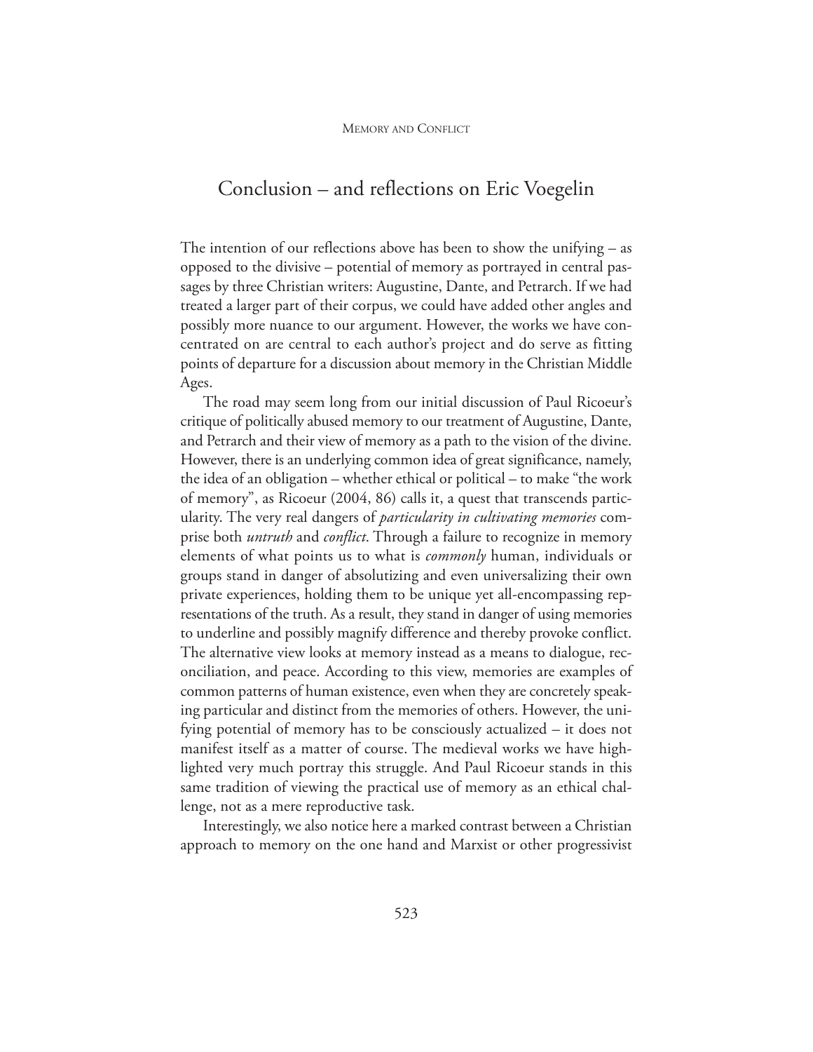## Conclusion – and reflections on Eric Voegelin

The intention of our reflections above has been to show the unifying – as opposed to the divisive – potential of memory as portrayed in central passages by three Christian writers: Augustine, Dante, and Petrarch. If we had treated a larger part of their corpus, we could have added other angles and possibly more nuance to our argument. However, the works we have concentrated on are central to each author's project and do serve as fitting points of departure for a discussion about memory in the Christian Middle Ages.

The road may seem long from our initial discussion of Paul Ricoeur's critique of politically abused memory to our treatment of Augustine, Dante, and Petrarch and their view of memory as a path to the vision of the divine. However, there is an underlying common idea of great significance, namely, the idea of an obligation – whether ethical or political – to make "the work of memory", as Ricoeur (2004, 86) calls it, a quest that transcends particularity. The very real dangers of *particularity in cultivating memories* comprise both *untruth* and *conflict*. Through a failure to recognize in memory elements of what points us to what is *commonly* human, individuals or groups stand in danger of absolutizing and even universalizing their own private experiences, holding them to be unique yet all-encompassing representations of the truth. As a result, they stand in danger of using memories to underline and possibly magnify difference and thereby provoke conflict. The alternative view looks at memory instead as a means to dialogue, reconciliation, and peace. According to this view, memories are examples of common patterns of human existence, even when they are concretely speaking particular and distinct from the memories of others. However, the unifying potential of memory has to be consciously actualized – it does not manifest itself as a matter of course. The medieval works we have highlighted very much portray this struggle. And Paul Ricoeur stands in this same tradition of viewing the practical use of memory as an ethical challenge, not as a mere reproductive task.

Interestingly, we also notice here a marked contrast between a Christian approach to memory on the one hand and Marxist or other progressivist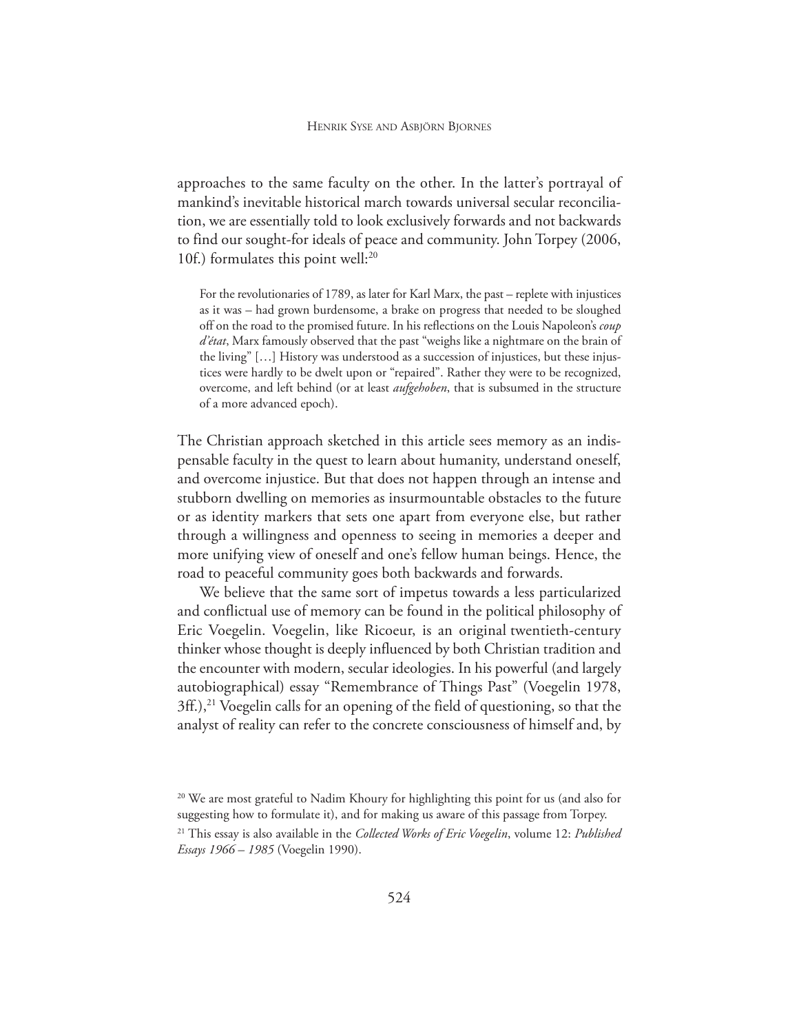approaches to the same faculty on the other. In the latter's portrayal of mankind's inevitable historical march towards universal secular reconciliation, we are essentially told to look exclusively forwards and not backwards to find our sought-for ideals of peace and community. John Torpey (2006, 10f.) formulates this point well:[20]

> For the revolutionaries of 1789, as later for Karl Marx, the past – replete with injustices as it was – had grown burdensome, a brake on progress that needed to be sloughed off on the road to the promised future. In his reflections on the Louis Napoleon's *coup d'état*, Marx famously observed that the past "weighs like a nightmare on the brain of the living" […] History was understood as a succession of injustices, but these injustices were hardly to be dwelt upon or "repaired". Rather they were to be recognized, overcome, and left behind (or at least *aufgehoben*, that is subsumed in the structure of a more advanced epoch).

The Christian approach sketched in this article sees memory as an indispensable faculty in the quest to learn about humanity, understand oneself, and overcome injustice. But that does not happen through an intense and stubborn dwelling on memories as insurmountable obstacles to the future or as identity markers that sets one apart from everyone else, but rather through a willingness and openness to seeing in memories a deeper and more unifying view of oneself and one's fellow human beings. Hence, the road to peaceful community goes both backwards and forwards.

We believe that the same sort of impetus towards a less particularized and conflictual use of memory can be found in the political philosophy of Eric Voegelin. Voegelin, like Ricoeur, is an original twentieth-century thinker whose thought is deeply influenced by both Christian tradition and the encounter with modern, secular ideologies. In his powerful (and largely autobiographical) essay "Remembrance of Things Past" (Voegelin 1978, 3ff.),[21] Voegelin calls for an opening of the field of questioning, so that the analyst of reality can refer to the concrete consciousness of himself and, by

[20] We are most grateful to Nadim Khoury for highlighting this point for us (and also for suggesting how to formulate it), and for making us aware of this passage from Torpey.

[21] This essay is also available in the *Collected Works of Eric Voegelin*, volume 12: *Published Essays 1966 – 1985* (Voegelin 1990).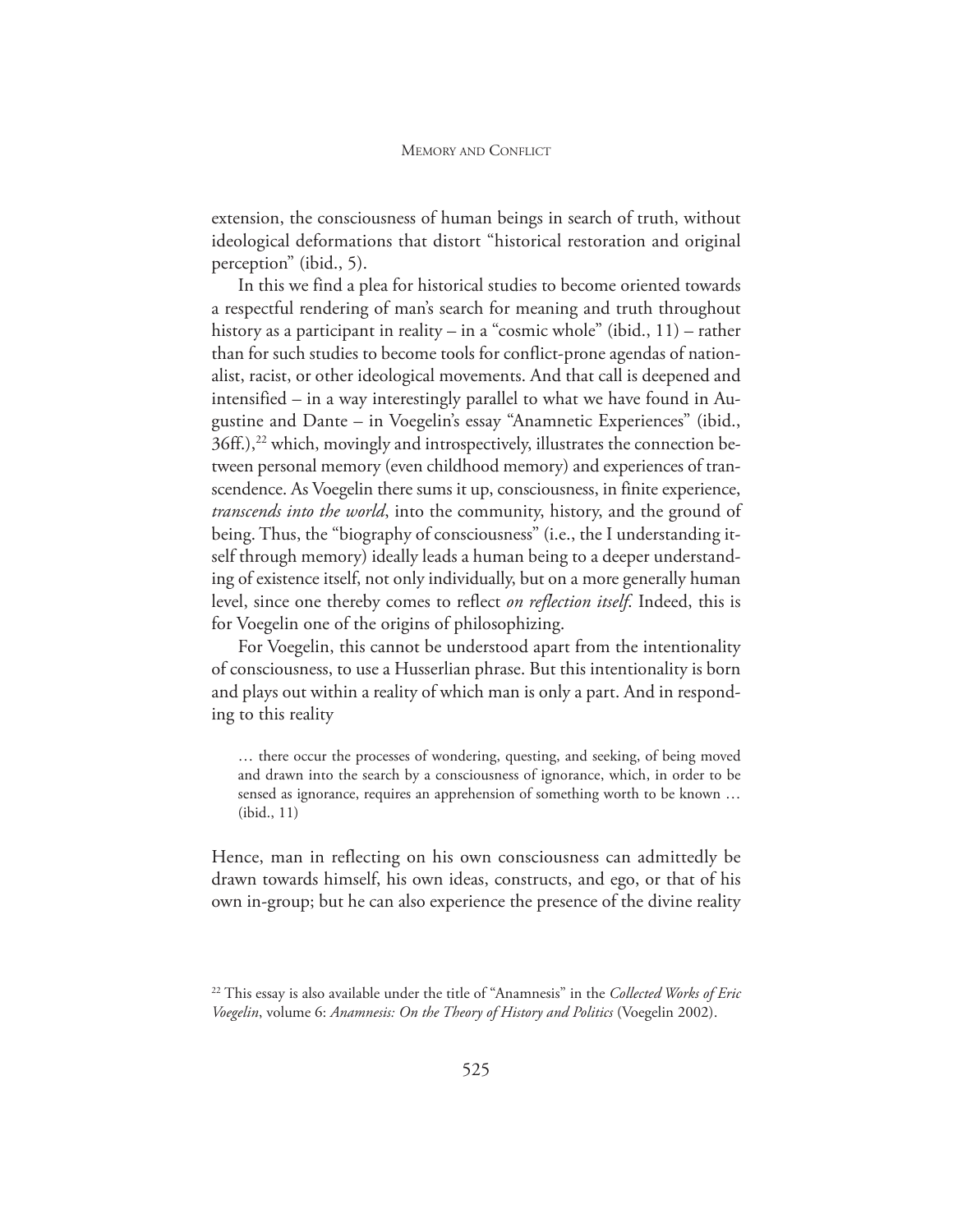extension, the consciousness of human beings in search of truth, without ideological deformations that distort "historical restoration and original perception" (ibid., 5).

In this we find a plea for historical studies to become oriented towards a respectful rendering of man's search for meaning and truth throughout history as a participant in reality – in a "cosmic whole" (ibid., 11) – rather than for such studies to become tools for conflict-prone agendas of nationalist, racist, or other ideological movements. And that call is deepened and intensified – in a way interestingly parallel to what we have found in Augustine and Dante – in Voegelin's essay "Anamnetic Experiences" (ibid., 36ff.),[22] which, movingly and introspectively, illustrates the connection between personal memory (even childhood memory) and experiences of transcendence. As Voegelin there sums it up, consciousness, in finite experience, *transcends into the world*, into the community, history, and the ground of being. Thus, the "biography of consciousness" (i.e., the I understanding itself through memory) ideally leads a human being to a deeper understanding of existence itself, not only individually, but on a more generally human level, since one thereby comes to reflect *on reflection itself*. Indeed, this is for Voegelin one of the origins of philosophizing.

For Voegelin, this cannot be understood apart from the intentionality of consciousness, to use a Husserlian phrase. But this intentionality is born and plays out within a reality of which man is only a part. And in responding to this reality

> … there occur the processes of wondering, questing, and seeking, of being moved and drawn into the search by a consciousness of ignorance, which, in order to be sensed as ignorance, requires an apprehension of something worth to be known … (ibid., 11)

Hence, man in reflecting on his own consciousness can admittedly be drawn towards himself, his own ideas, constructs, and ego, or that of his own in-group; but he can also experience the presence of the divine reality

[22] This essay is also available under the title of "Anamnesis" in the *Collected Works of Eric Voegelin*, volume 6: *Anamnesis: On the Theory of History and Politics* (Voegelin 2002).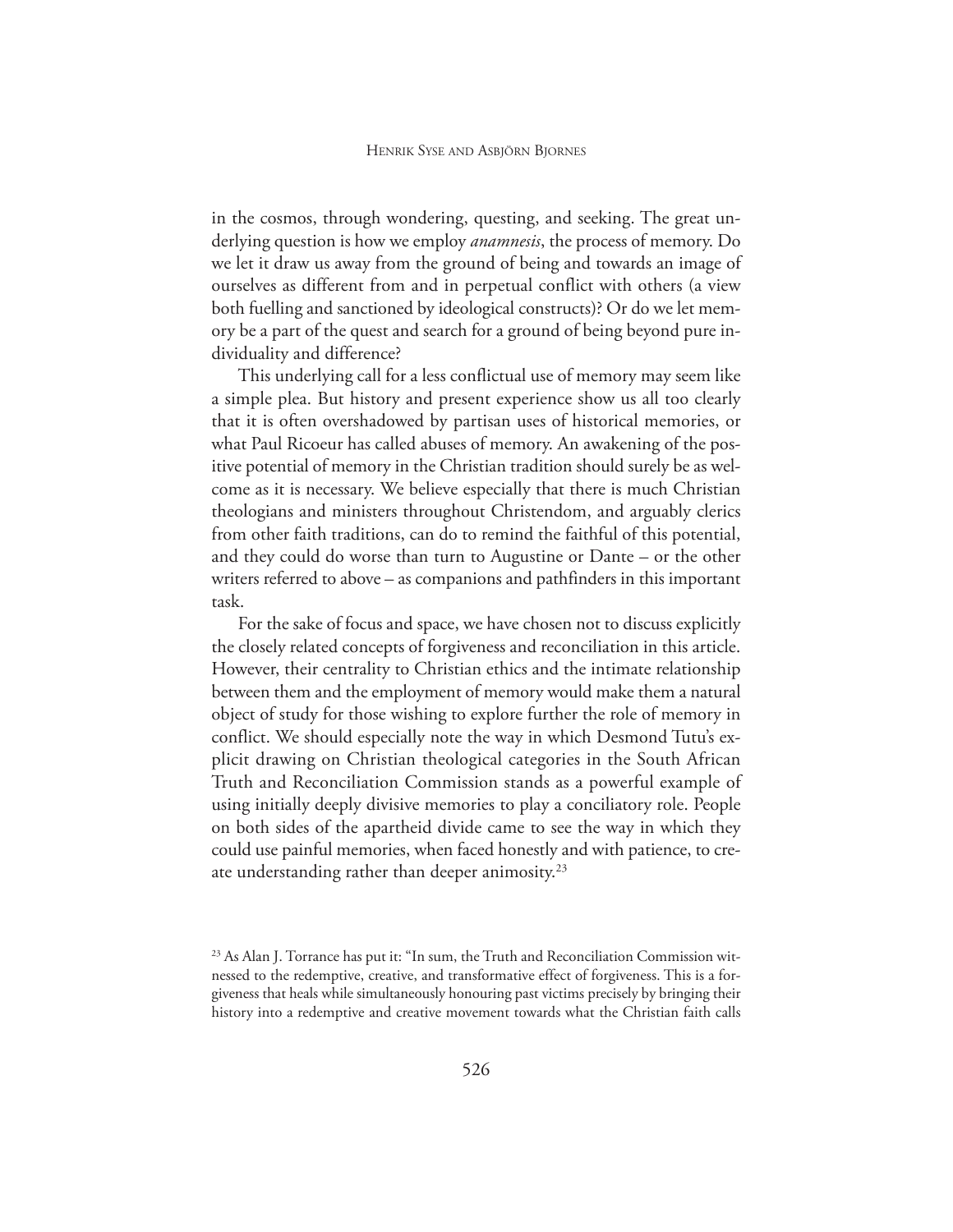in the cosmos, through wondering, questing, and seeking. The great underlying question is how we employ *anamnesis*, the process of memory. Do we let it draw us away from the ground of being and towards an image of ourselves as different from and in perpetual conflict with others (a view both fuelling and sanctioned by ideological constructs)? Or do we let memory be a part of the quest and search for a ground of being beyond pure individuality and difference?

This underlying call for a less conflictual use of memory may seem like a simple plea. But history and present experience show us all too clearly that it is often overshadowed by partisan uses of historical memories, or what Paul Ricoeur has called abuses of memory. An awakening of the positive potential of memory in the Christian tradition should surely be as welcome as it is necessary. We believe especially that there is much Christian theologians and ministers throughout Christendom, and arguably clerics from other faith traditions, can do to remind the faithful of this potential, and they could do worse than turn to Augustine or Dante – or the other writers referred to above – as companions and pathfinders in this important task.

For the sake of focus and space, we have chosen not to discuss explicitly the closely related concepts of forgiveness and reconciliation in this article. However, their centrality to Christian ethics and the intimate relationship between them and the employment of memory would make them a natural object of study for those wishing to explore further the role of memory in conflict. We should especially note the way in which Desmond Tutu's explicit drawing on Christian theological categories in the South African Truth and Reconciliation Commission stands as a powerful example of using initially deeply divisive memories to play a conciliatory role. People on both sides of the apartheid divide came to see the way in which they could use painful memories, when faced honestly and with patience, to create understanding rather than deeper animosity.[23]

[23] As Alan J. Torrance has put it: "In sum, the Truth and Reconciliation Commission witnessed to the redemptive, creative, and transformative effect of forgiveness. This is a forgiveness that heals while simultaneously honouring past victims precisely by bringing their history into a redemptive and creative movement towards what the Christian faith calls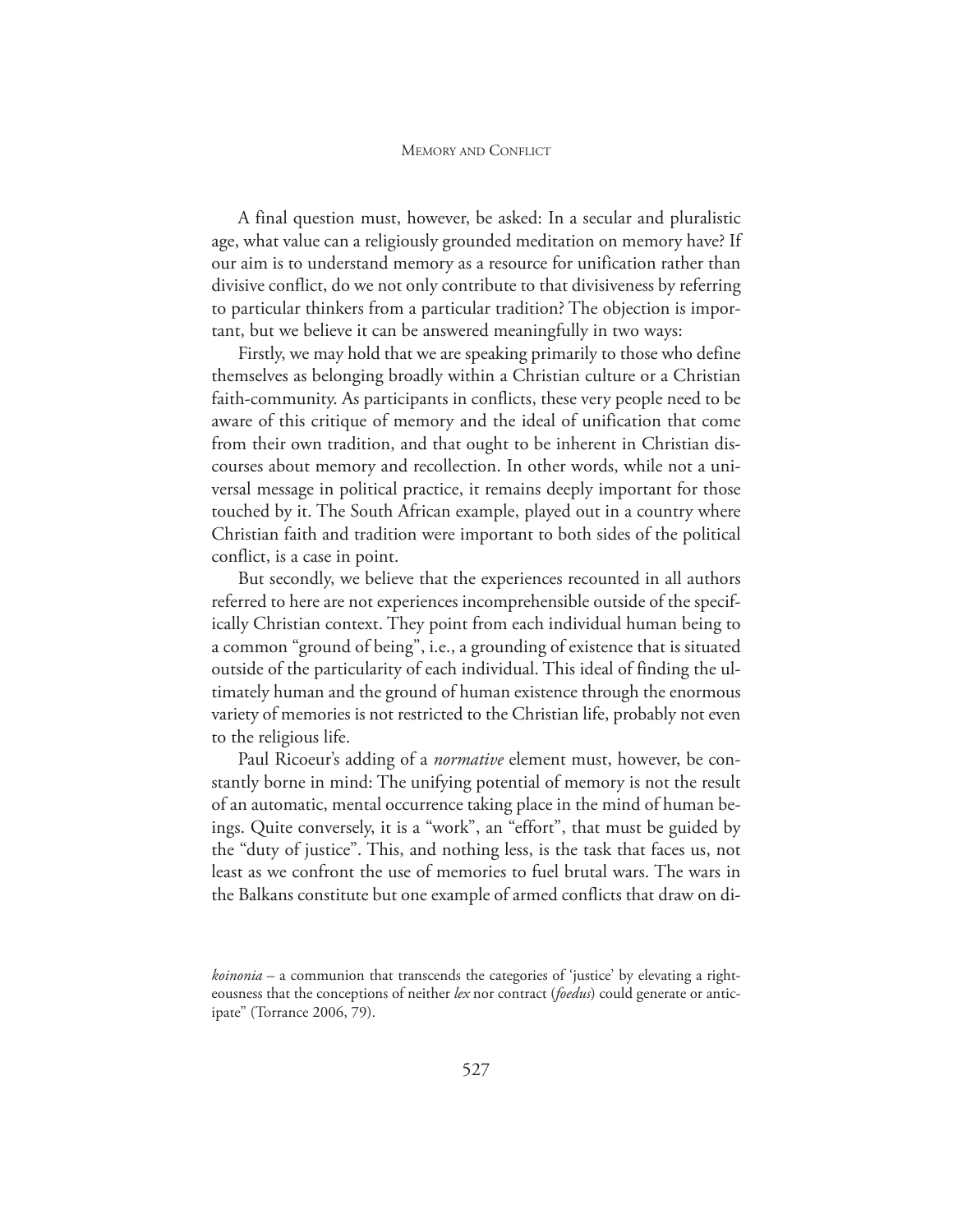A final question must, however, be asked: In a secular and pluralistic age, what value can a religiously grounded meditation on memory have? If our aim is to understand memory as a resource for unification rather than divisive conflict, do we not only contribute to that divisiveness by referring to particular thinkers from a particular tradition? The objection is important, but we believe it can be answered meaningfully in two ways:

Firstly, we may hold that we are speaking primarily to those who define themselves as belonging broadly within a Christian culture or a Christian faith-community. As participants in conflicts, these very people need to be aware of this critique of memory and the ideal of unification that come from their own tradition, and that ought to be inherent in Christian discourses about memory and recollection. In other words, while not a universal message in political practice, it remains deeply important for those touched by it. The South African example, played out in a country where Christian faith and tradition were important to both sides of the political conflict, is a case in point.

But secondly, we believe that the experiences recounted in all authors referred to here are not experiences incomprehensible outside of the specifically Christian context. They point from each individual human being to a common "ground of being", i.e., a grounding of existence that is situated outside of the particularity of each individual. This ideal of finding the ultimately human and the ground of human existence through the enormous variety of memories is not restricted to the Christian life, probably not even to the religious life.

Paul Ricoeur's adding of a *normative* element must, however, be constantly borne in mind: The unifying potential of memory is not the result of an automatic, mental occurrence taking place in the mind of human beings. Quite conversely, it is a "work", an "effort", that must be guided by the "duty of justice". This, and nothing less, is the task that faces us, not least as we confront the use of memories to fuel brutal wars. The wars in the Balkans constitute but one example of armed conflicts that draw on di-

*koinonia* – a communion that transcends the categories of 'justice' by elevating a righteousness that the conceptions of neither *lex* nor contract (*foedus*) could generate or anticipate" (Torrance 2006, 79).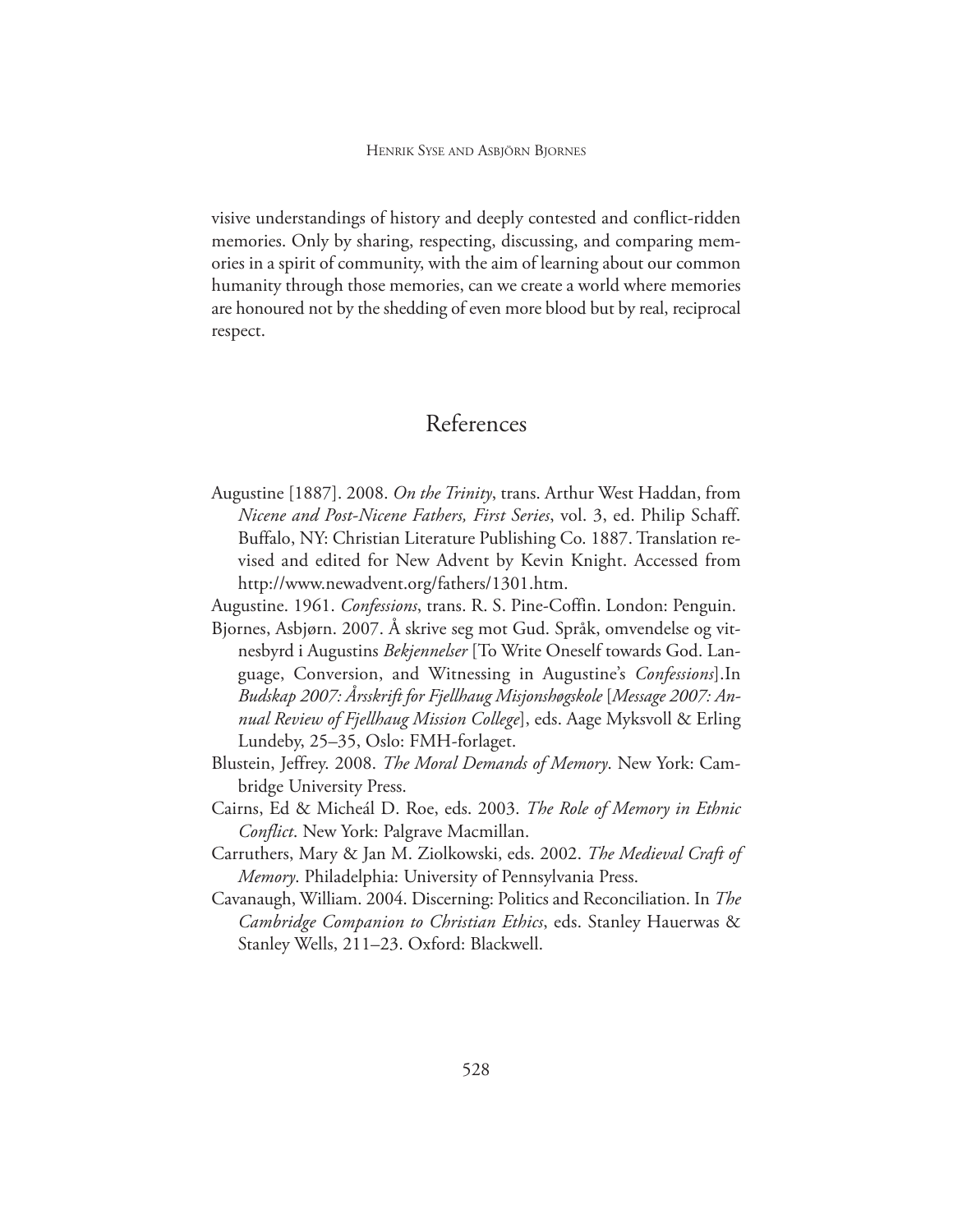visive understandings of history and deeply contested and conflict-ridden memories. Only by sharing, respecting, discussing, and comparing memories in a spirit of community, with the aim of learning about our common humanity through those memories, can we create a world where memories are honoured not by the shedding of even more blood but by real, reciprocal respect.

## References

Augustine [1887]. 2008. *On the Trinity*, trans. Arthur West Haddan, from *Nicene and Post-Nicene Fathers, First Series*, vol. 3, ed. Philip Schaff. Buffalo, NY: Christian Literature Publishing Co. 1887. Translation revised and edited for New Advent by Kevin Knight. Accessed from http://www.newadvent.org/fathers/1301.htm.

Augustine. 1961. *Confessions*, trans. R. S. Pine-Coffin. London: Penguin.

Bjornes, Asbjørn. 2007. Å skrive seg mot Gud. Språk, omvendelse og vitnesbyrd i Augustins *Bekjennelser* [To Write Oneself towards God. Language, Conversion, and Witnessing in Augustine's *Confessions*].In *Budskap 2007: Årsskrift for Fjellhaug Misjonshøgskole* [*Message 2007: Annual Review of Fjellhaug Mission College*], eds. Aage Myksvoll & Erling Lundeby, 25–35, Oslo: FMH-forlaget.

Blustein, Jeffrey. 2008. *The Moral Demands of Memory*. New York: Cambridge University Press.

Cairns, Ed & Micheál D. Roe, eds. 2003. *The Role of Memory in Ethnic Conflict*. New York: Palgrave Macmillan.

Carruthers, Mary & Jan M. Ziolkowski, eds. 2002. *The Medieval Craft of Memory*. Philadelphia: University of Pennsylvania Press.

Cavanaugh, William. 2004. Discerning: Politics and Reconciliation. In *The Cambridge Companion to Christian Ethics*, eds. Stanley Hauerwas & Stanley Wells, 211–23. Oxford: Blackwell.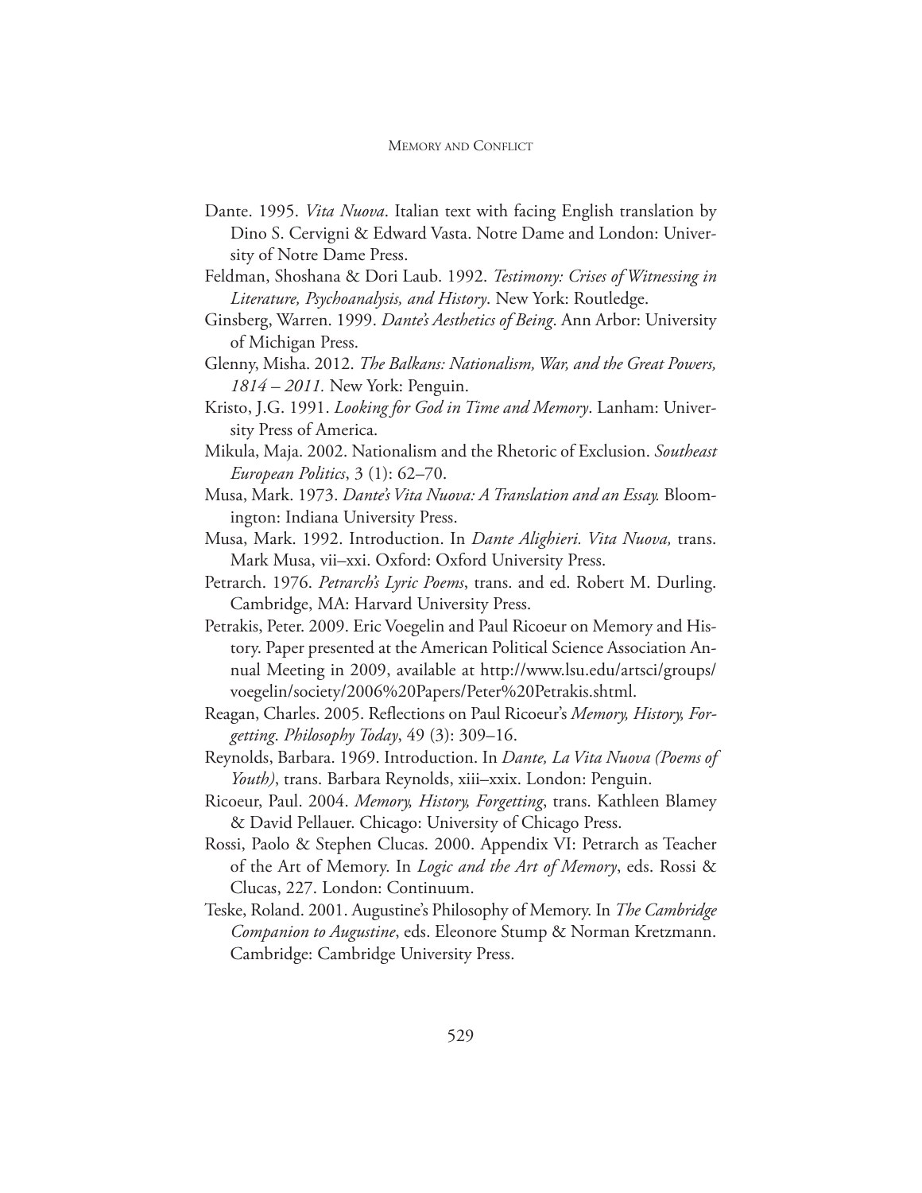Dante. 1995. *Vita Nuova*. Italian text with facing English translation by Dino S. Cervigni & Edward Vasta. Notre Dame and London: University of Notre Dame Press.

Feldman, Shoshana & Dori Laub. 1992. *Testimony: Crises of Witnessing in Literature, Psychoanalysis, and History*. New York: Routledge.

Ginsberg, Warren. 1999. *Dante's Aesthetics of Being*. Ann Arbor: University of Michigan Press.

Glenny, Misha. 2012. *The Balkans: Nationalism, War, and the Great Powers, 1814 – 2011.* New York: Penguin.

Kristo, J.G. 1991. *Looking for God in Time and Memory*. Lanham: University Press of America.

Mikula, Maja. 2002. Nationalism and the Rhetoric of Exclusion. *Southeast European Politics*, 3 (1): 62–70.

Musa, Mark. 1973. *Dante's Vita Nuova: A Translation and an Essay.* Bloomington: Indiana University Press.

Musa, Mark. 1992. Introduction. In *Dante Alighieri. Vita Nuova,* trans. Mark Musa, vii–xxi. Oxford: Oxford University Press.

Petrarch. 1976. *Petrarch's Lyric Poems*, trans. and ed. Robert M. Durling. Cambridge, MA: Harvard University Press.

Petrakis, Peter. 2009. Eric Voegelin and Paul Ricoeur on Memory and History. Paper presented at the American Political Science Association Annual Meeting in 2009, available at http://www.lsu.edu/artsci/groups/voegelin/society/2006%20Papers/Peter%20Petrakis.shtml.

Reagan, Charles. 2005. Reflections on Paul Ricoeur's *Memory, History, Forgetting*. *Philosophy Today*, 49 (3): 309–16.

Reynolds, Barbara. 1969. Introduction. In *Dante, La Vita Nuova (Poems of Youth)*, trans. Barbara Reynolds, xiii–xxix. London: Penguin.

Ricoeur, Paul. 2004. *Memory, History, Forgetting*, trans. Kathleen Blamey & David Pellauer. Chicago: University of Chicago Press.

Rossi, Paolo & Stephen Clucas. 2000. Appendix VI: Petrarch as Teacher of the Art of Memory. In *Logic and the Art of Memory*, eds. Rossi & Clucas, 227. London: Continuum.

Teske, Roland. 2001. Augustine's Philosophy of Memory. In *The Cambridge Companion to Augustine*, eds. Eleonore Stump & Norman Kretzmann. Cambridge: Cambridge University Press.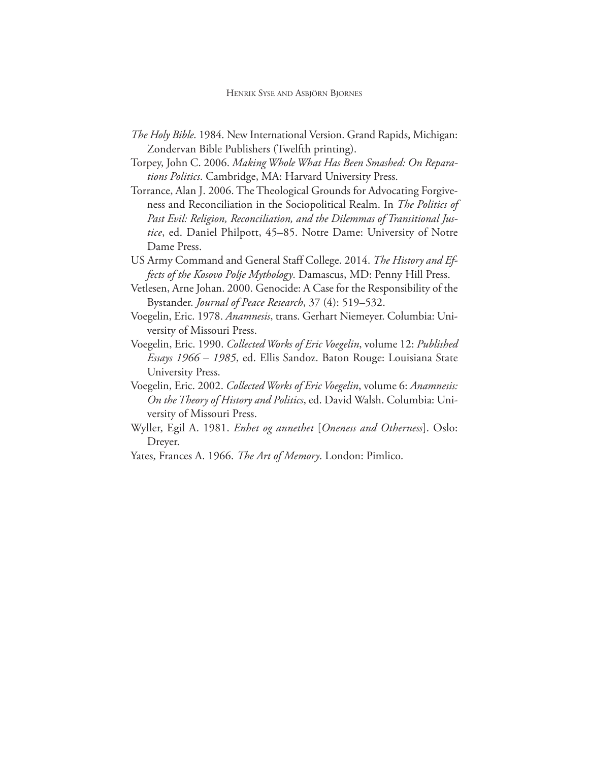*The Holy Bible*. 1984. New International Version. Grand Rapids, Michigan: Zondervan Bible Publishers (Twelfth printing).

Torpey, John C. 2006. *Making Whole What Has Been Smashed: On Reparations Politics*. Cambridge, MA: Harvard University Press.

Torrance, Alan J. 2006. The Theological Grounds for Advocating Forgiveness and Reconciliation in the Sociopolitical Realm. In *The Politics of Past Evil: Religion, Reconciliation, and the Dilemmas of Transitional Justice*, ed. Daniel Philpott, 45–85. Notre Dame: University of Notre Dame Press.

US Army Command and General Staff College. 2014. *The History and Effects of the Kosovo Polje Mythology*. Damascus, MD: Penny Hill Press.

Vetlesen, Arne Johan. 2000. Genocide: A Case for the Responsibility of the Bystander. *Journal of Peace Research*, 37 (4): 519–532.

Voegelin, Eric. 1978. *Anamnesis*, trans. Gerhart Niemeyer. Columbia: University of Missouri Press.

Voegelin, Eric. 1990. *Collected Works of Eric Voegelin*, volume 12: *Published Essays 1966 – 1985*, ed. Ellis Sandoz. Baton Rouge: Louisiana State University Press.

Voegelin, Eric. 2002. *Collected Works of Eric Voegelin*, volume 6: *Anamnesis: On the Theory of History and Politics*, ed. David Walsh. Columbia: University of Missouri Press.

Wyller, Egil A. 1981. *Enhet og annethet* [*Oneness and Otherness*]. Oslo: Dreyer.

Yates, Frances A. 1966. *The Art of Memory*. London: Pimlico.